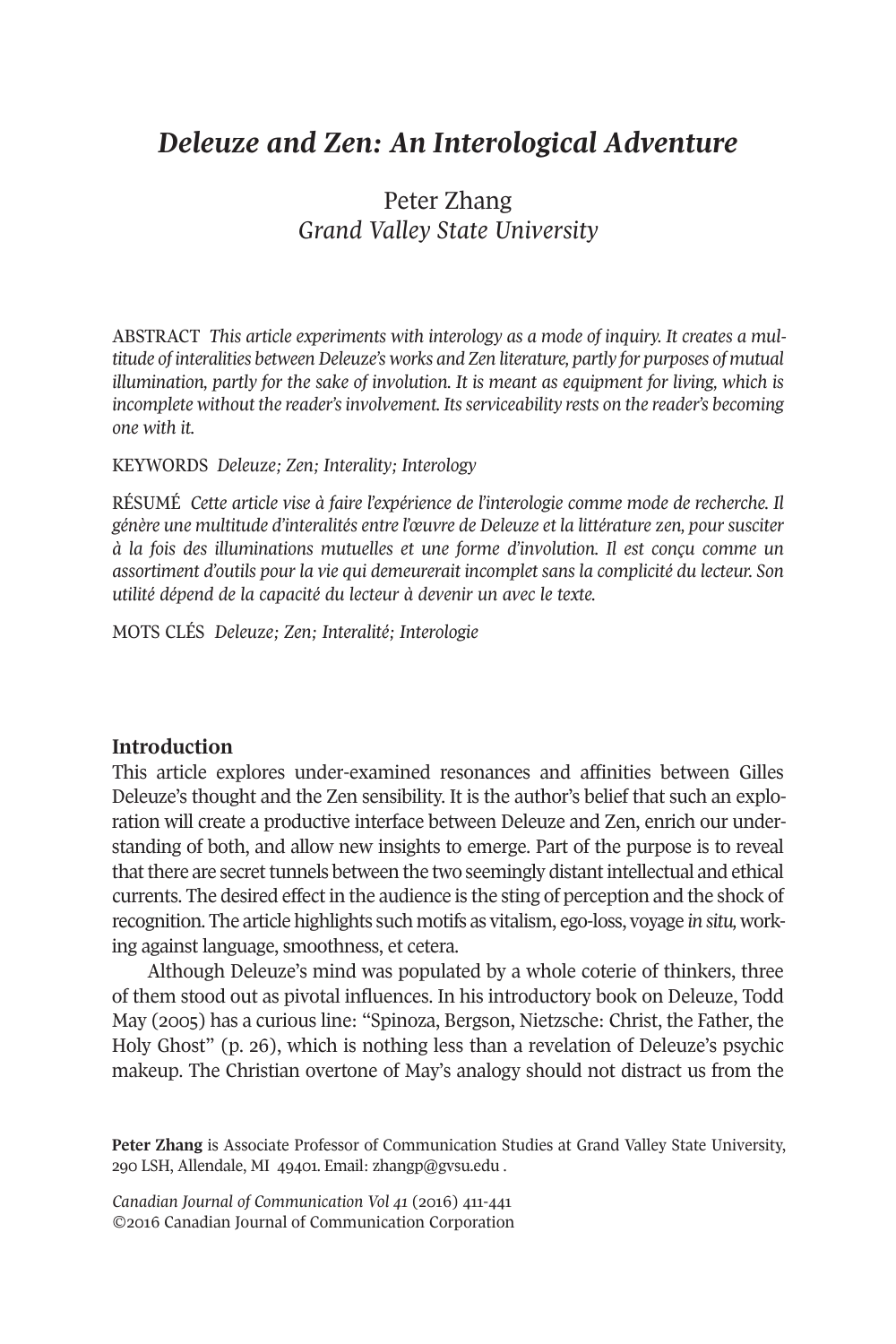# *Deleuze and Zen: An Interological Adventure*

Peter Zhang
*Grand Valley State University*

ABSTRACT *This article experiments with interology as a mode of inquiry. It creates a multitude of interalities between Deleuze's works and Zen literature, partly for purposes of mutual illumination, partly for the sake of involution. It is meant as equipment for living, which is incomplete without the reader's involvement. Its serviceability rests on the reader's becoming one with it.*

KEYWORDS *Deleuze; Zen; Interality; Interology*

RÉSUMÉ *Cette article vise à faire l'expérience de l'interologie comme mode de recherche. Il génère une multitude d'interalités entre l'œuvre de Deleuze et la littérature zen, pour susciter à la fois des illuminations mutuelles et une forme d'involution. Il est conçu comme un assortiment d'outils pour la vie qui demeurerait incomplet sans la complicité du lecteur. Son utilité dépend de la capacité du lecteur à devenir un avec le texte.*

MOTS CLÉS *Deleuze; Zen; Interalité; Interologie*

## Introduction

This article explores under-examined resonances and affinities between Gilles Deleuze's thought and the Zen sensibility. It is the author's belief that such an exploration will create a productive interface between Deleuze and Zen, enrich our understanding of both, and allow new insights to emerge. Part of the purpose is to reveal that there are secret tunnels between the two seemingly distant intellectual and ethical currents. The desired effect in the audience is the sting of perception and the shock of recognition. The article highlights such motifs as vitalism, ego-loss, voyage *in situ*, working against language, smoothness, et cetera.

Although Deleuze's mind was populated by a whole coterie of thinkers, three of them stood out as pivotal influences. In his introductory book on Deleuze, Todd May (2005) has a curious line: "Spinoza, Bergson, Nietzsche: Christ, the Father, the Holy Ghost" (p. 26), which is nothing less than a revelation of Deleuze's psychic makeup. The Christian overtone of May's analogy should not distract us from the

**Peter Zhang** is Associate Professor of Communication Studies at Grand Valley State University, 290 LSH, Allendale, MI 49401. Email: zhangp@gvsu.edu .

*Canadian Journal of Communication Vol 41* (2016) 411-441
©2016 Canadian Journal of Communication Corporation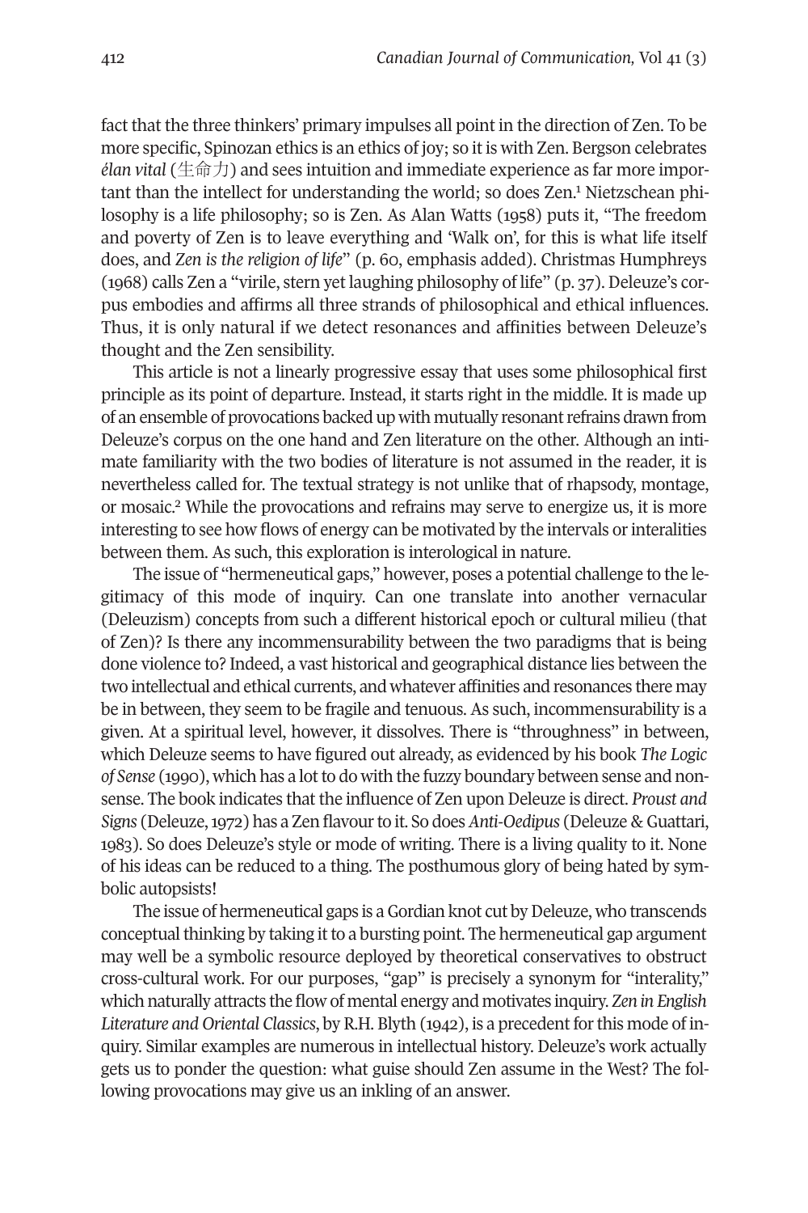fact that the three thinkers' primary impulses all point in the direction of Zen. To be more specific, Spinozan ethics is an ethics of joy; so it is with Zen. Bergson celebrates *élan vital* (生命力) and sees intuition and immediate experience as far more important than the intellect for understanding the world; so does Zen.[1] Nietzschean philosophy is a life philosophy; so is Zen. As Alan Watts (1958) puts it, "The freedom and poverty of Zen is to leave everything and 'Walk on', for this is what life itself does, and *Zen is the religion of life*" (p. 60, emphasis added). Christmas Humphreys (1968) calls Zen a "virile, stern yet laughing philosophy of life" (p. 37). Deleuze's corpus embodies and affirms all three strands of philosophical and ethical influences. Thus, it is only natural if we detect resonances and affinities between Deleuze's thought and the Zen sensibility.

This article is not a linearly progressive essay that uses some philosophical first principle as its point of departure. Instead, it starts right in the middle. It is made up of an ensemble of provocations backed up with mutually resonant refrains drawn from Deleuze's corpus on the one hand and Zen literature on the other. Although an intimate familiarity with the two bodies of literature is not assumed in the reader, it is nevertheless called for. The textual strategy is not unlike that of rhapsody, montage, or mosaic.[2] While the provocations and refrains may serve to energize us, it is more interesting to see how flows of energy can be motivated by the intervals or interalities between them. As such, this exploration is interological in nature.

The issue of "hermeneutical gaps," however, poses a potential challenge to the legitimacy of this mode of inquiry. Can one translate into another vernacular (Deleuzism) concepts from such a different historical epoch or cultural milieu (that of Zen)? Is there any incommensurability between the two paradigms that is being done violence to? Indeed, a vast historical and geographical distance lies between the two intellectual and ethical currents, and whatever affinities and resonances there may be in between, they seem to be fragile and tenuous. As such, incommensurability is a given. At a spiritual level, however, it dissolves. There is "throughness" in between, which Deleuze seems to have figured out already, as evidenced by his book *The Logic of Sense* (1990), which has a lot to do with the fuzzy boundary between sense and nonsense. The book indicates that the influence of Zen upon Deleuze is direct. *Proust and Signs* (Deleuze, 1972) has a Zen flavour to it. So does *Anti-Oedipus* (Deleuze & Guattari, 1983). So does Deleuze's style or mode of writing. There is a living quality to it. None of his ideas can be reduced to a thing. The posthumous glory of being hated by symbolic autopsists!

The issue of hermeneutical gaps is a Gordian knot cut by Deleuze, who transcends conceptual thinking by taking it to a bursting point. The hermeneutical gap argument may well be a symbolic resource deployed by theoretical conservatives to obstruct cross-cultural work. For our purposes, "gap" is precisely a synonym for "interality," which naturally attracts the flow of mental energy and motivates inquiry. *Zen in English Literature and Oriental Classics*, by R.H. Blyth (1942), is a precedent for this mode of inquiry. Similar examples are numerous in intellectual history. Deleuze's work actually gets us to ponder the question: what guise should Zen assume in the West? The following provocations may give us an inkling of an answer.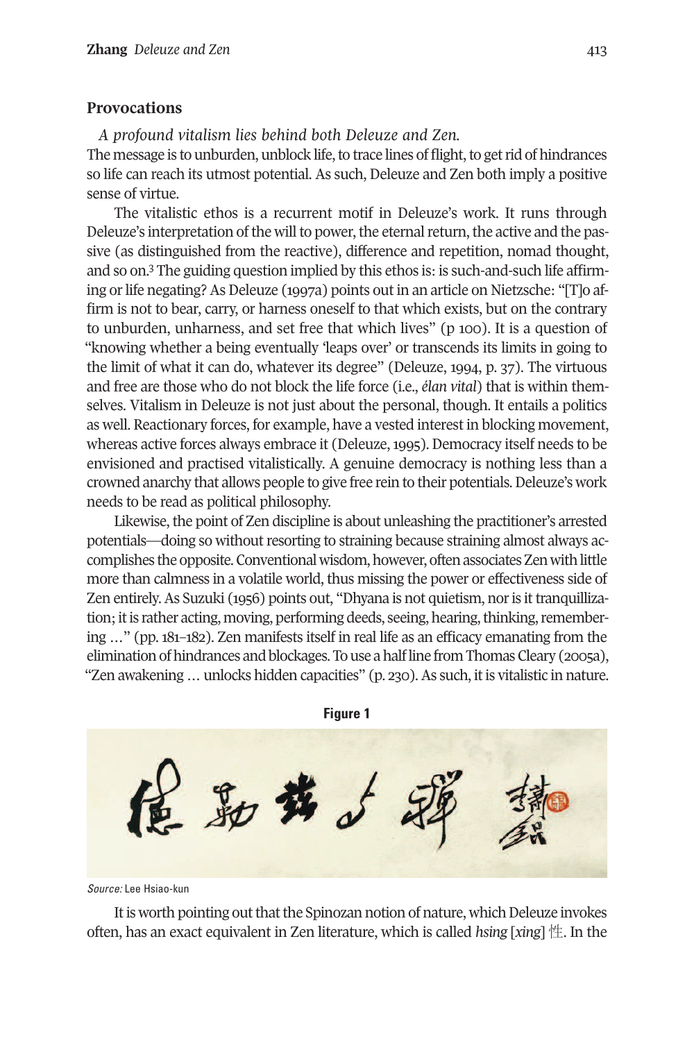## Provocations

*A profound vitalism lies behind both Deleuze and Zen.*

The message is to unburden, unblock life, to trace lines of flight, to get rid of hindrances so life can reach its utmost potential. As such, Deleuze and Zen both imply a positive sense of virtue.

The vitalistic ethos is a recurrent motif in Deleuze's work. It runs through Deleuze's interpretation of the will to power, the eternal return, the active and the passive (as distinguished from the reactive), difference and repetition, nomad thought, and so on.[3] The guiding question implied by this ethos is: is such-and-such life affirming or life negating? As Deleuze (1997a) points out in an article on Nietzsche: "[T]o affirm is not to bear, carry, or harness oneself to that which exists, but on the contrary to unburden, unharness, and set free that which lives" (p 100). It is a question of "knowing whether a being eventually 'leaps over' or transcends its limits in going to the limit of what it can do, whatever its degree" (Deleuze, 1994, p. 37). The virtuous and free are those who do not block the life force (i.e., *élan vital*) that is within themselves. Vitalism in Deleuze is not just about the personal, though. It entails a politics as well. Reactionary forces, for example, have a vested interest in blocking movement, whereas active forces always embrace it (Deleuze, 1995). Democracy itself needs to be envisioned and practised vitalistically. A genuine democracy is nothing less than a crowned anarchy that allows people to give free rein to their potentials. Deleuze's work needs to be read as political philosophy.

Likewise, the point of Zen discipline is about unleashing the practitioner's arrested potentials—doing so without resorting to straining because straining almost always accomplishes the opposite. Conventional wisdom, however, often associates Zen with little more than calmness in a volatile world, thus missing the power or effectiveness side of Zen entirely. As Suzuki (1956) points out, "Dhyana is not quietism, nor is it tranquillization; it is rather acting, moving, performing deeds, seeing, hearing, thinking, remembering ..." (pp. 181–182). Zen manifests itself in real life as an efficacy emanating from the elimination of hindrances and blockages. To use a half line from Thomas Cleary (2005a), "Zen awakening ... unlocks hidden capacities" (p. 230). As such, it is vitalistic in nature.

**Figure 1**

*Source:* Lee Hsiao-kun

It is worth pointing out that the Spinozan notion of nature, which Deleuze invokes often, has an exact equivalent in Zen literature, which is called *hsing* [*xing*] 性. In the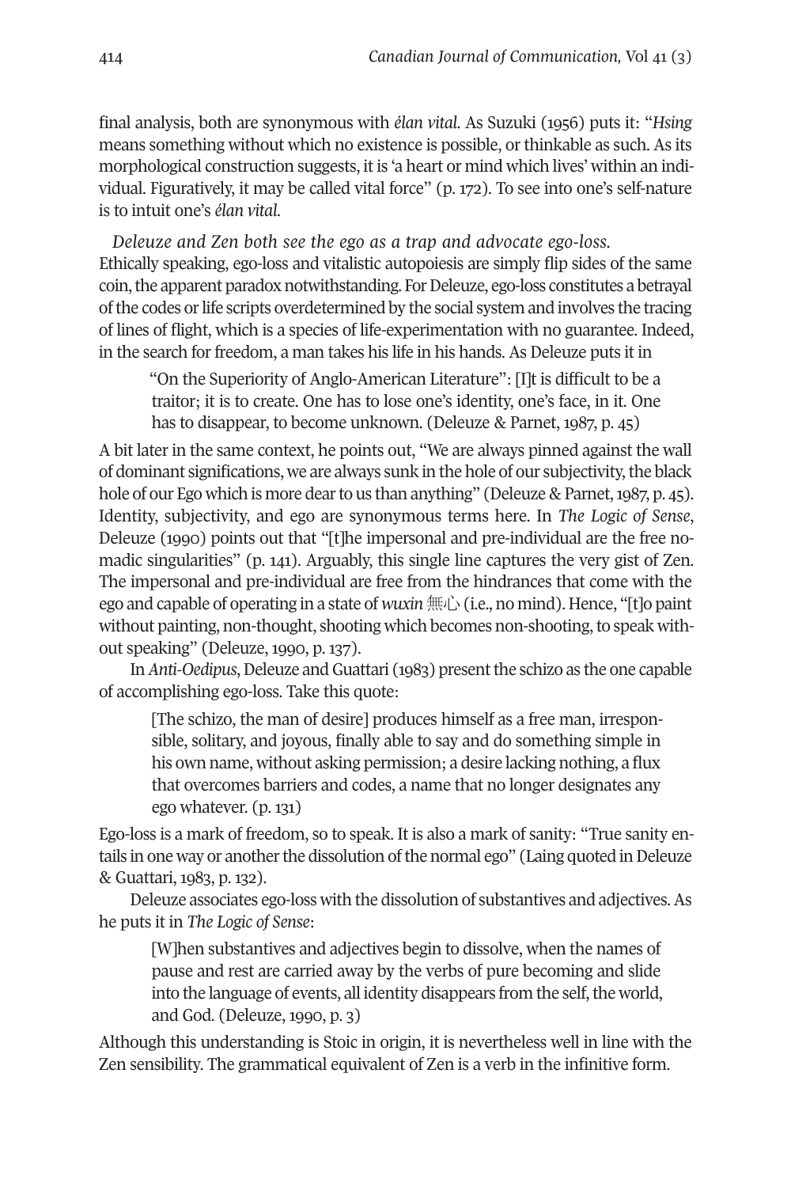final analysis, both are synonymous with *élan vital*. As Suzuki (1956) puts it: "*Hsing* means something without which no existence is possible, or thinkable as such. As its morphological construction suggests, it is 'a heart or mind which lives' within an individual. Figuratively, it may be called vital force" (p. 172). To see into one's self-nature is to intuit one's *élan vital*.

*Deleuze and Zen both see the ego as a trap and advocate ego-loss.* Ethically speaking, ego-loss and vitalistic autopoiesis are simply flip sides of the same coin, the apparent paradox notwithstanding. For Deleuze, ego-loss constitutes a betrayal of the codes or life scripts overdetermined by the social system and involves the tracing of lines of flight, which is a species of life-experimentation with no guarantee. Indeed, in the search for freedom, a man takes his life in his hands. As Deleuze puts it in

> "On the Superiority of Anglo-American Literature": [I]t is difficult to be a traitor; it is to create. One has to lose one's identity, one's face, in it. One has to disappear, to become unknown. (Deleuze & Parnet, 1987, p. 45)

A bit later in the same context, he points out, "We are always pinned against the wall of dominant significations, we are always sunk in the hole of our subjectivity, the black hole of our Ego which is more dear to us than anything" (Deleuze & Parnet, 1987, p. 45). Identity, subjectivity, and ego are synonymous terms here. In *The Logic of Sense*, Deleuze (1990) points out that "[t]he impersonal and pre-individual are the free nomadic singularities" (p. 141). Arguably, this single line captures the very gist of Zen. The impersonal and pre-individual are free from the hindrances that come with the ego and capable of operating in a state of *wuxin* 無心 (i.e., no mind). Hence, "[t]o paint without painting, non-thought, shooting which becomes non-shooting, to speak without speaking" (Deleuze, 1990, p. 137).

In *Anti-Oedipus*, Deleuze and Guattari (1983) present the schizo as the one capable of accomplishing ego-loss. Take this quote:

> [The schizo, the man of desire] produces himself as a free man, irresponsible, solitary, and joyous, finally able to say and do something simple in his own name, without asking permission; a desire lacking nothing, a flux that overcomes barriers and codes, a name that no longer designates any ego whatever. (p. 131)

Ego-loss is a mark of freedom, so to speak. It is also a mark of sanity: "True sanity entails in one way or another the dissolution of the normal ego" (Laing quoted in Deleuze & Guattari, 1983, p. 132).

Deleuze associates ego-loss with the dissolution of substantives and adjectives. As he puts it in *The Logic of Sense*:

> [W]hen substantives and adjectives begin to dissolve, when the names of pause and rest are carried away by the verbs of pure becoming and slide into the language of events, all identity disappears from the self, the world, and God. (Deleuze, 1990, p. 3)

Although this understanding is Stoic in origin, it is nevertheless well in line with the Zen sensibility. The grammatical equivalent of Zen is a verb in the infinitive form.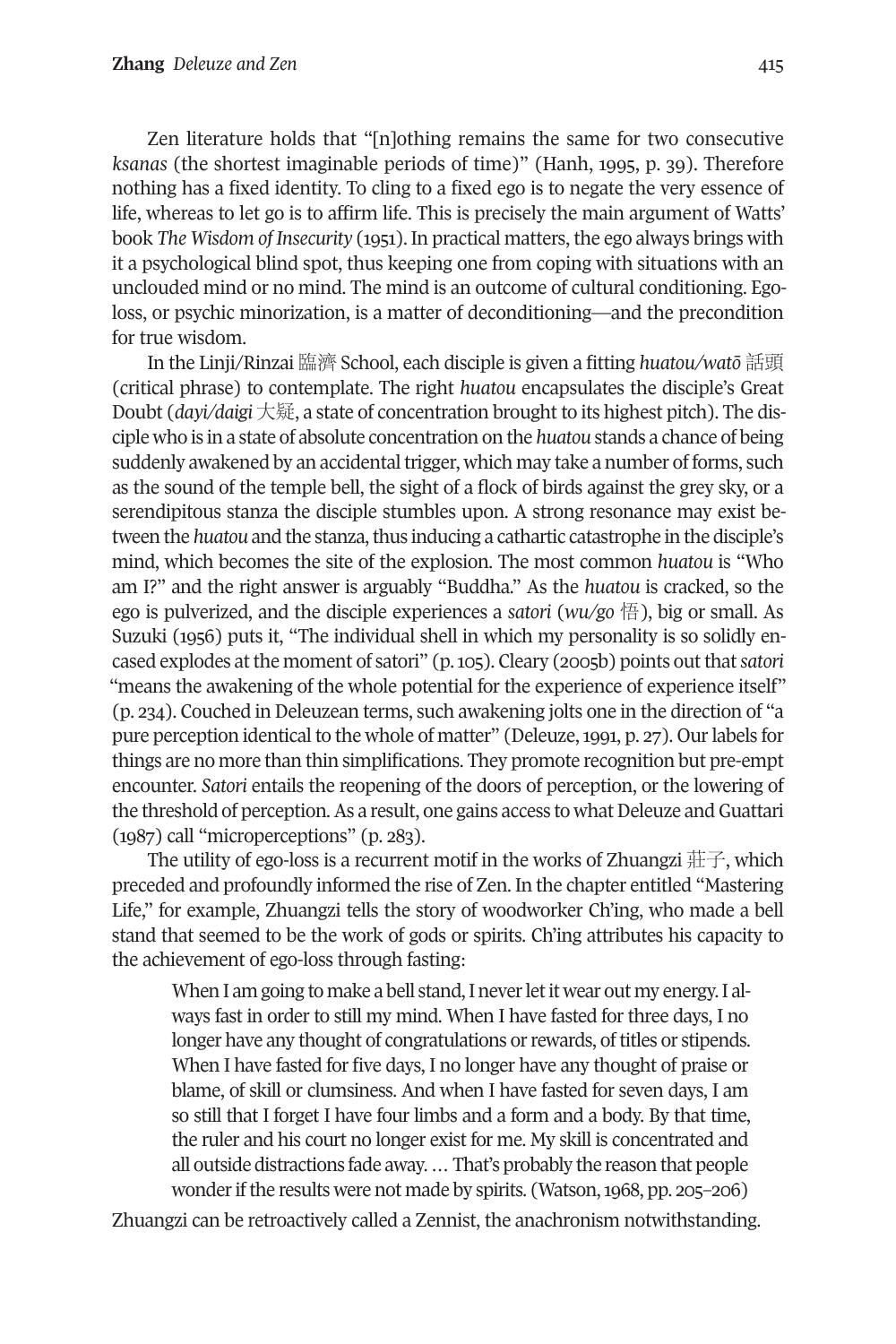Zen literature holds that "[n]othing remains the same for two consecutive *ksanas* (the shortest imaginable periods of time)" (Hanh, 1995, p. 39). Therefore nothing has a fixed identity. To cling to a fixed ego is to negate the very essence of life, whereas to let go is to affirm life. This is precisely the main argument of Watts' book *The Wisdom of Insecurity* (1951). In practical matters, the ego always brings with it a psychological blind spot, thus keeping one from coping with situations with an unclouded mind or no mind. The mind is an outcome of cultural conditioning. Ego-loss, or psychic minorization, is a matter of deconditioning—and the precondition for true wisdom.

In the Linji/Rinzai 臨濟 School, each disciple is given a fitting *huatou/watō* 話頭 (critical phrase) to contemplate. The right *huatou* encapsulates the disciple's Great Doubt (*dayi/daigi* 大疑, a state of concentration brought to its highest pitch). The disciple who is in a state of absolute concentration on the *huatou* stands a chance of being suddenly awakened by an accidental trigger, which may take a number of forms, such as the sound of the temple bell, the sight of a flock of birds against the grey sky, or a serendipitous stanza the disciple stumbles upon. A strong resonance may exist between the *huatou* and the stanza, thus inducing a cathartic catastrophe in the disciple's mind, which becomes the site of the explosion. The most common *huatou* is "Who am I?" and the right answer is arguably "Buddha." As the *huatou* is cracked, so the ego is pulverized, and the disciple experiences a *satori* (*wu/go* 悟), big or small. As Suzuki (1956) puts it, "The individual shell in which my personality is so solidly encased explodes at the moment of satori" (p. 105). Cleary (2005b) points out that *satori* "means the awakening of the whole potential for the experience of experience itself" (p. 234). Couched in Deleuzean terms, such awakening jolts one in the direction of "a pure perception identical to the whole of matter" (Deleuze, 1991, p. 27). Our labels for things are no more than thin simplifications. They promote recognition but pre-empt encounter. *Satori* entails the reopening of the doors of perception, or the lowering of the threshold of perception. As a result, one gains access to what Deleuze and Guattari (1987) call "microperceptions" (p. 283).

The utility of ego-loss is a recurrent motif in the works of Zhuangzi 莊子, which preceded and profoundly informed the rise of Zen. In the chapter entitled "Mastering Life," for example, Zhuangzi tells the story of woodworker Ch'ing, who made a bell stand that seemed to be the work of gods or spirits. Ch'ing attributes his capacity to the achievement of ego-loss through fasting:

> When I am going to make a bell stand, I never let it wear out my energy. I always fast in order to still my mind. When I have fasted for three days, I no longer have any thought of congratulations or rewards, of titles or stipends. When I have fasted for five days, I no longer have any thought of praise or blame, of skill or clumsiness. And when I have fasted for seven days, I am so still that I forget I have four limbs and a form and a body. By that time, the ruler and his court no longer exist for me. My skill is concentrated and all outside distractions fade away. ... That's probably the reason that people wonder if the results were not made by spirits. (Watson, 1968, pp. 205–206)

Zhuangzi can be retroactively called a Zennist, the anachronism notwithstanding.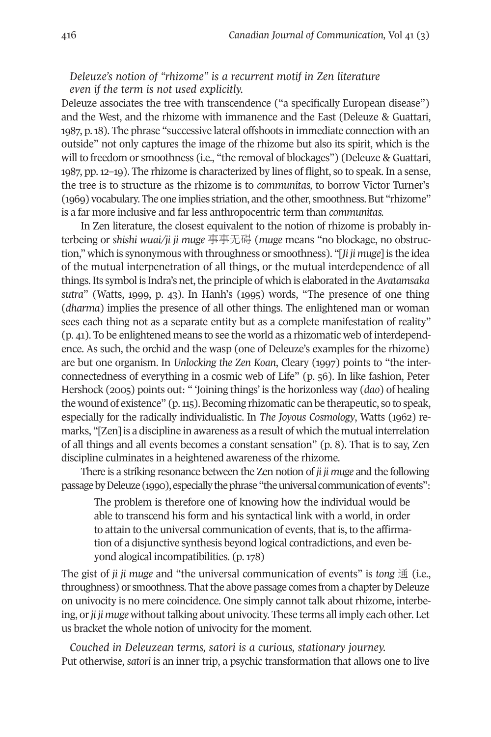*Deleuze's notion of "rhizome" is a recurrent motif in Zen literature even if the term is not used explicitly.*

Deleuze associates the tree with transcendence ("a specifically European disease") and the West, and the rhizome with immanence and the East (Deleuze & Guattari, 1987, p. 18). The phrase "successive lateral offshoots in immediate connection with an outside" not only captures the image of the rhizome but also its spirit, which is the will to freedom or smoothness (i.e., "the removal of blockages") (Deleuze & Guattari, 1987, pp. 12–19). The rhizome is characterized by lines of flight, so to speak. In a sense, the tree is to structure as the rhizome is to *communitas,* to borrow Victor Turner's (1969) vocabulary. The one implies striation, and the other, smoothness. But "rhizome" is a far more inclusive and far less anthropocentric term than *communitas.*

In Zen literature, the closest equivalent to the notion of rhizome is probably interbeing or *shishi wuai/ji ji muge* 事事无碍 (*muge* means "no blockage, no obstruction," which is synonymous with throughness or smoothness). "[*Ji ji muge*] is the idea of the mutual interpenetration of all things, or the mutual interdependence of all things. Its symbol is Indra's net, the principle of which is elaborated in the *Avatamsaka sutra*" (Watts, 1999, p. 43). In Hanh's (1995) words, "The presence of one thing (*dharma*) implies the presence of all other things. The enlightened man or woman sees each thing not as a separate entity but as a complete manifestation of reality" (p. 41). To be enlightened means to see the world as a rhizomatic web of interdependence. As such, the orchid and the wasp (one of Deleuze's examples for the rhizome) are but one organism. In *Unlocking the Zen Koan*, Cleary (1997) points to "the interconnectedness of everything in a cosmic web of Life" (p. 56). In like fashion, Peter Hershock (2005) points out: " 'Joining things' is the horizonless way (*dao*) of healing the wound of existence" (p. 115). Becoming rhizomatic can be therapeutic, so to speak, especially for the radically individualistic. In *The Joyous Cosmology*, Watts (1962) remarks, "[Zen] is a discipline in awareness as a result of which the mutual interrelation of all things and all events becomes a constant sensation" (p. 8). That is to say, Zen discipline culminates in a heightened awareness of the rhizome.

There is a striking resonance between the Zen notion of *ji ji muge* and the following passage by Deleuze (1990), especially the phrase "the universal communication of events":

> The problem is therefore one of knowing how the individual would be able to transcend his form and his syntactical link with a world, in order to attain to the universal communication of events, that is, to the affirmation of a disjunctive synthesis beyond logical contradictions, and even beyond alogical incompatibilities. (p. 178)

The gist of *ji ji muge* and "the universal communication of events" is *tong* 通 (i.e., throughness) or smoothness. That the above passage comes from a chapter by Deleuze on univocity is no mere coincidence. One simply cannot talk about rhizome, interbeing, or *ji ji muge* without talking about univocity. These terms all imply each other. Let us bracket the whole notion of univocity for the moment.

*Couched in Deleuzean terms, satori is a curious, stationary journey.*

Put otherwise, *satori* is an inner trip, a psychic transformation that allows one to live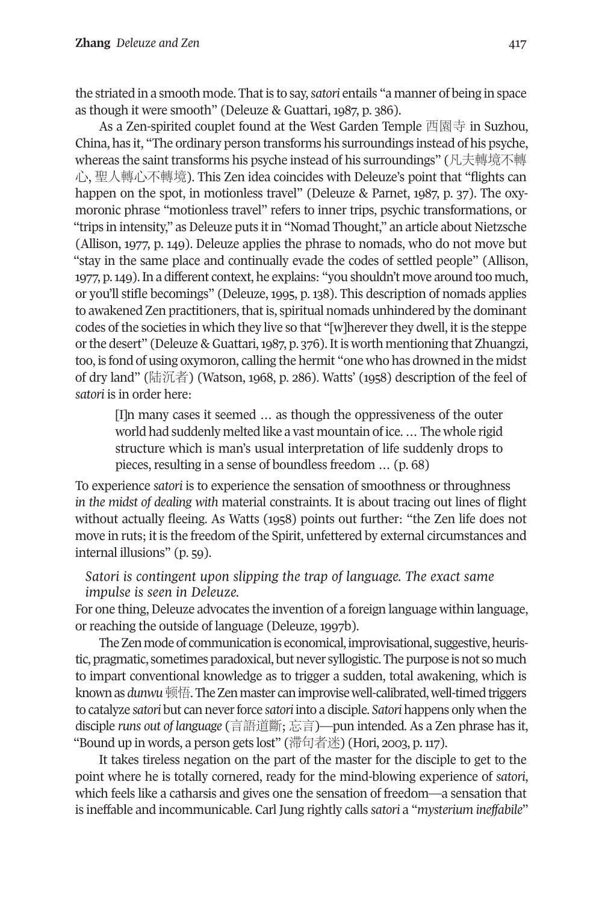the striated in a smooth mode. That is to say, *satori* entails "a manner of being in space as though it were smooth" (Deleuze & Guattari, 1987, p. 386).

As a Zen-spirited couplet found at the West Garden Temple 西園寺 in Suzhou, China, has it, "The ordinary person transforms his surroundings instead of his psyche, whereas the saint transforms his psyche instead of his surroundings" (凡夫轉境不轉心, 聖人轉心不轉境). This Zen idea coincides with Deleuze's point that "flights can happen on the spot, in motionless travel" (Deleuze & Parnet, 1987, p. 37). The oxymoronic phrase "motionless travel" refers to inner trips, psychic transformations, or "trips in intensity," as Deleuze puts it in "Nomad Thought," an article about Nietzsche (Allison, 1977, p. 149). Deleuze applies the phrase to nomads, who do not move but "stay in the same place and continually evade the codes of settled people" (Allison, 1977, p. 149). In a different context, he explains: "you shouldn't move around too much, or you'll stifle becomings" (Deleuze, 1995, p. 138). This description of nomads applies to awakened Zen practitioners, that is, spiritual nomads unhindered by the dominant codes of the societies in which they live so that "[w]herever they dwell, it is the steppe or the desert" (Deleuze & Guattari, 1987, p. 376). It is worth mentioning that Zhuangzi, too, is fond of using oxymoron, calling the hermit "one who has drowned in the midst of dry land" (陆沉者) (Watson, 1968, p. 286). Watts' (1958) description of the feel of *satori* is in order here:

> [I]n many cases it seemed … as though the oppressiveness of the outer world had suddenly melted like a vast mountain of ice. … The whole rigid structure which is man's usual interpretation of life suddenly drops to pieces, resulting in a sense of boundless freedom … (p. 68)

To experience *satori* is to experience the sensation of smoothness or throughness *in the midst of dealing with* material constraints. It is about tracing out lines of flight without actually fleeing. As Watts (1958) points out further: "the Zen life does not move in ruts; it is the freedom of the Spirit, unfettered by external circumstances and internal illusions" (p. 59).

*Satori is contingent upon slipping the trap of language. The exact same impulse is seen in Deleuze.*

For one thing, Deleuze advocates the invention of a foreign language within language, or reaching the outside of language (Deleuze, 1997b).

The Zen mode of communication is economical, improvisational, suggestive, heuristic, pragmatic, sometimes paradoxical, but never syllogistic. The purpose is not so much to impart conventional knowledge as to trigger a sudden, total awakening, which is known as *dunwu* 顿悟. The Zen master can improvise well-calibrated, well-timed triggers to catalyze *satori* but can never force *satori* into a disciple. *Satori* happens only when the disciple *runs out of language* (言語道斷; 忘言)—pun intended. As a Zen phrase has it, "Bound up in words, a person gets lost" (滞句者迷) (Hori, 2003, p. 117).

It takes tireless negation on the part of the master for the disciple to get to the point where he is totally cornered, ready for the mind-blowing experience of *satori*, which feels like a catharsis and gives one the sensation of freedom—a sensation that is ineffable and incommunicable. Carl Jung rightly calls *satori* a "*mysterium ineffabile*"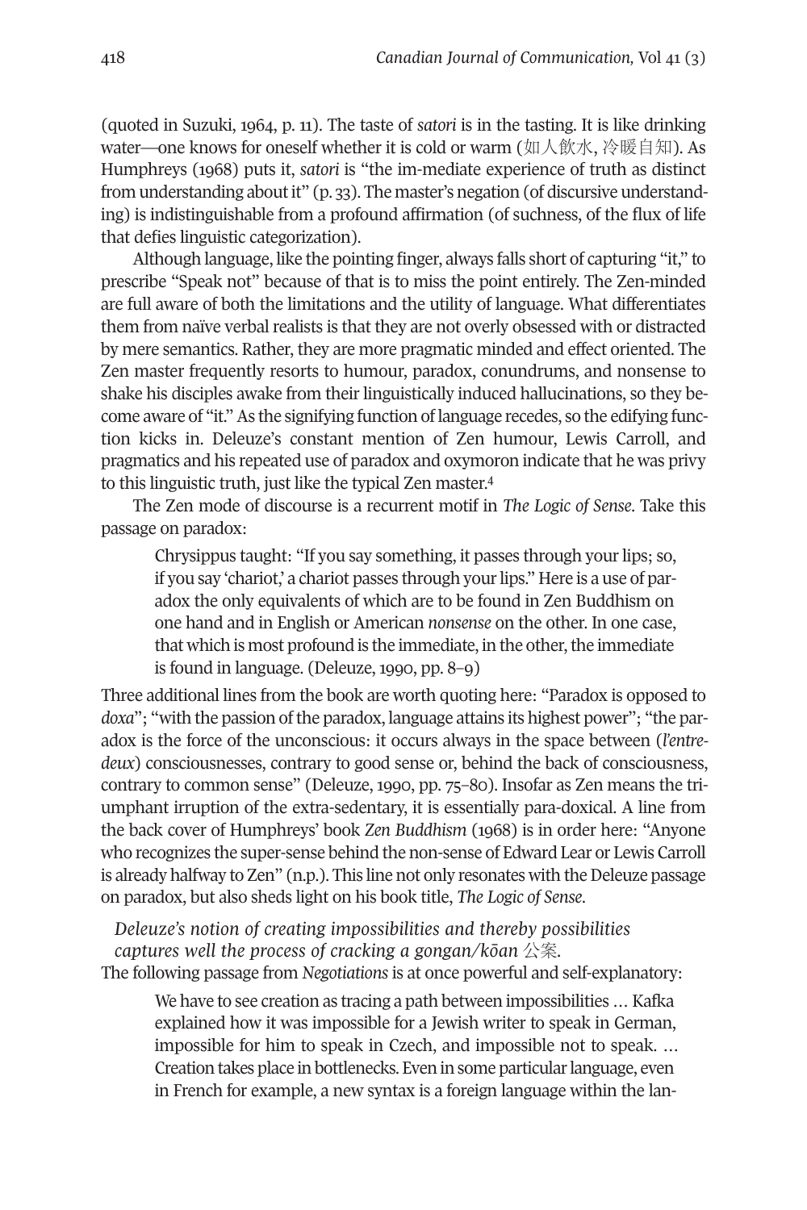(quoted in Suzuki, 1964, p. 11). The taste of *satori* is in the tasting. It is like drinking water—one knows for oneself whether it is cold or warm (如人飲水, 冷暖自知). As Humphreys (1968) puts it, *satori* is "the im-mediate experience of truth as distinct from understanding about it" (p. 33). The master's negation (of discursive understanding) is indistinguishable from a profound affirmation (of suchness, of the flux of life that defies linguistic categorization).

Although language, like the pointing finger, always falls short of capturing "it," to prescribe "Speak not" because of that is to miss the point entirely. The Zen-minded are full aware of both the limitations and the utility of language. What differentiates them from naïve verbal realists is that they are not overly obsessed with or distracted by mere semantics. Rather, they are more pragmatic minded and effect oriented. The Zen master frequently resorts to humour, paradox, conundrums, and nonsense to shake his disciples awake from their linguistically induced hallucinations, so they become aware of "it." As the signifying function of language recedes, so the edifying function kicks in. Deleuze's constant mention of Zen humour, Lewis Carroll, and pragmatics and his repeated use of paradox and oxymoron indicate that he was privy to this linguistic truth, just like the typical Zen master.[4]

The Zen mode of discourse is a recurrent motif in *The Logic of Sense*. Take this passage on paradox:

> Chrysippus taught: "If you say something, it passes through your lips; so, if you say 'chariot,' a chariot passes through your lips." Here is a use of paradox the only equivalents of which are to be found in Zen Buddhism on one hand and in English or American *nonsense* on the other. In one case, that which is most profound is the immediate, in the other, the immediate is found in language. (Deleuze, 1990, pp. 8–9)

Three additional lines from the book are worth quoting here: "Paradox is opposed to *doxa*"; "with the passion of the paradox, language attains its highest power"; "the paradox is the force of the unconscious: it occurs always in the space between (*l'entre-deux*) consciousnesses, contrary to good sense or, behind the back of consciousness, contrary to common sense" (Deleuze, 1990, pp. 75–80). Insofar as Zen means the triumphant irruption of the extra-sedentary, it is essentially para-doxical. A line from the back cover of Humphreys' book *Zen Buddhism* (1968) is in order here: "Anyone who recognizes the super-sense behind the non-sense of Edward Lear or Lewis Carroll is already halfway to Zen" (n.p.). This line not only resonates with the Deleuze passage on paradox, but also sheds light on his book title, *The Logic of Sense*.

*Deleuze's notion of creating impossibilities and thereby possibilities captures well the process of cracking a gongan/kōan 公案.*

The following passage from *Negotiations* is at once powerful and self-explanatory:

> We have to see creation as tracing a path between impossibilities … Kafka explained how it was impossible for a Jewish writer to speak in German, impossible for him to speak in Czech, and impossible not to speak. … Creation takes place in bottlenecks. Even in some particular language, even in French for example, a new syntax is a foreign language within the lan-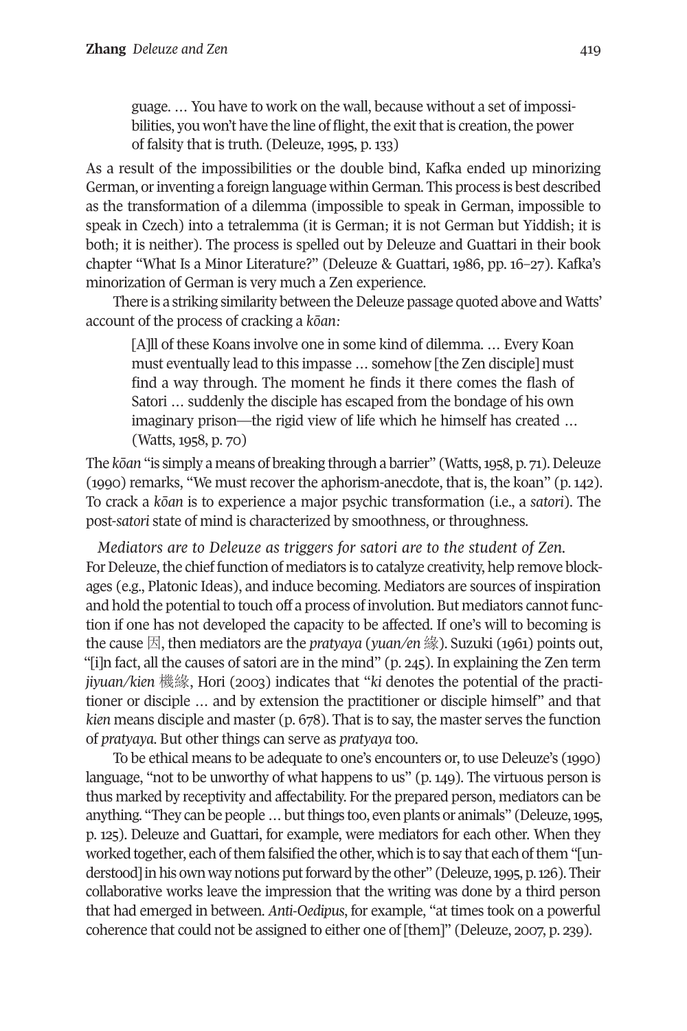> guage. … You have to work on the wall, because without a set of impossibilities, you won't have the line of flight, the exit that is creation, the power of falsity that is truth. (Deleuze, 1995, p. 133)

As a result of the impossibilities or the double bind, Kafka ended up minorizing German, or inventing a foreign language within German. This process is best described as the transformation of a dilemma (impossible to speak in German, impossible to speak in Czech) into a tetralemma (it is German; it is not German but Yiddish; it is both; it is neither). The process is spelled out by Deleuze and Guattari in their book chapter "What Is a Minor Literature?" (Deleuze & Guattari, 1986, pp. 16–27). Kafka's minorization of German is very much a Zen experience.

There is a striking similarity between the Deleuze passage quoted above and Watts' account of the process of cracking a *kōan*:

> [A]ll of these Koans involve one in some kind of dilemma. … Every Koan must eventually lead to this impasse … somehow [the Zen disciple] must find a way through. The moment he finds it there comes the flash of Satori … suddenly the disciple has escaped from the bondage of his own imaginary prison—the rigid view of life which he himself has created … (Watts, 1958, p. 70)

The *kōan* "is simply a means of breaking through a barrier" (Watts, 1958, p. 71). Deleuze (1990) remarks, "We must recover the aphorism-anecdote, that is, the koan" (p. 142). To crack a *kōan* is to experience a major psychic transformation (i.e., a *satori*). The post-*satori* state of mind is characterized by smoothness, or throughness.

*Mediators are to Deleuze as triggers for satori are to the student of Zen.* For Deleuze, the chief function of mediators is to catalyze creativity, help remove blockages (e.g., Platonic Ideas), and induce becoming. Mediators are sources of inspiration and hold the potential to touch off a process of involution. But mediators cannot function if one has not developed the capacity to be affected. If one's will to becoming is the cause 因, then mediators are the *pratyaya* (*yuan/en* 緣). Suzuki (1961) points out, "[i]n fact, all the causes of satori are in the mind" (p. 245). In explaining the Zen term *jiyuan/kien* 機緣, Hori (2003) indicates that "*ki* denotes the potential of the practitioner or disciple … and by extension the practitioner or disciple himself" and that *kien* means disciple and master (p. 678). That is to say, the master serves the function of *pratyaya*. But other things can serve as *pratyaya* too.

To be ethical means to be adequate to one's encounters or, to use Deleuze's (1990) language, "not to be unworthy of what happens to us" (p. 149). The virtuous person is thus marked by receptivity and affectability. For the prepared person, mediators can be anything. "They can be people … but things too, even plants or animals" (Deleuze, 1995, p. 125). Deleuze and Guattari, for example, were mediators for each other. When they worked together, each of them falsified the other, which is to say that each of them "[understood] in his own way notions put forward by the other" (Deleuze, 1995, p. 126). Their collaborative works leave the impression that the writing was done by a third person that had emerged in between. *Anti-Oedipus*, for example, "at times took on a powerful coherence that could not be assigned to either one of [them]" (Deleuze, 2007, p. 239).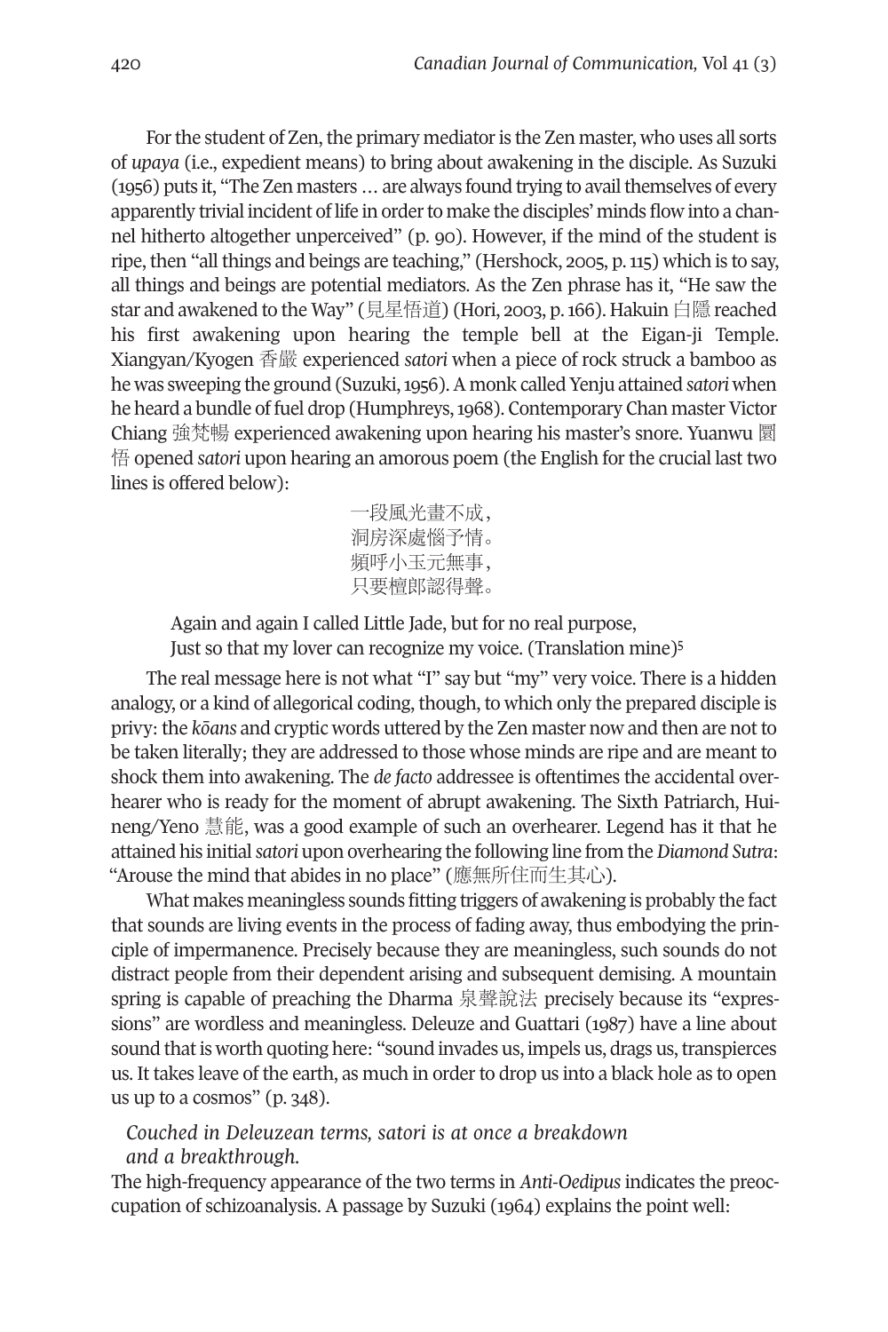For the student of Zen, the primary mediator is the Zen master, who uses all sorts of *upaya* (i.e., expedient means) to bring about awakening in the disciple. As Suzuki (1956) puts it, "The Zen masters … are always found trying to avail themselves of every apparently trivial incident of life in order to make the disciples' minds flow into a channel hitherto altogether unperceived" (p. 90). However, if the mind of the student is ripe, then "all things and beings are teaching," (Hershock, 2005, p. 115) which is to say, all things and beings are potential mediators. As the Zen phrase has it, "He saw the star and awakened to the Way" (見星悟道) (Hori, 2003, p. 166). Hakuin 白隱 reached his first awakening upon hearing the temple bell at the Eigan-ji Temple. Xiangyan/Kyogen 香嚴 experienced *satori* when a piece of rock struck a bamboo as he was sweeping the ground (Suzuki, 1956). A monk called Yenju attained *satori* when he heard a bundle of fuel drop (Humphreys, 1968). Contemporary Chan master Victor Chiang 強梵暢 experienced awakening upon hearing his master's snore. Yuanwu 圜悟 opened *satori* upon hearing an amorous poem (the English for the crucial last two lines is offered below):

> 一段風光畫不成,
> 洞房深處惱予情。
> 頻呼小玉元無事,
> 只要檀郎認得聲。

> Again and again I called Little Jade, but for no real purpose,
> Just so that my lover can recognize my voice. (Translation mine)[5]

The real message here is not what "I" say but "my" very voice. There is a hidden analogy, or a kind of allegorical coding, though, to which only the prepared disciple is privy: the *kōans* and cryptic words uttered by the Zen master now and then are not to be taken literally; they are addressed to those whose minds are ripe and are meant to shock them into awakening. The *de facto* addressee is oftentimes the accidental overhearer who is ready for the moment of abrupt awakening. The Sixth Patriarch, Huineng/Yeno 慧能, was a good example of such an overhearer. Legend has it that he attained his initial *satori* upon overhearing the following line from the *Diamond Sutra*: "Arouse the mind that abides in no place" (應無所住而生其心).

What makes meaningless sounds fitting triggers of awakening is probably the fact that sounds are living events in the process of fading away, thus embodying the principle of impermanence. Precisely because they are meaningless, such sounds do not distract people from their dependent arising and subsequent demising. A mountain spring is capable of preaching the Dharma 泉聲說法 precisely because its "expressions" are wordless and meaningless. Deleuze and Guattari (1987) have a line about sound that is worth quoting here: "sound invades us, impels us, drags us, transpierces us. It takes leave of the earth, as much in order to drop us into a black hole as to open us up to a cosmos" (p. 348).

*Couched in Deleuzean terms, satori is at once a breakdown and a breakthrough.*

The high-frequency appearance of the two terms in *Anti-Oedipus* indicates the preoccupation of schizoanalysis. A passage by Suzuki (1964) explains the point well: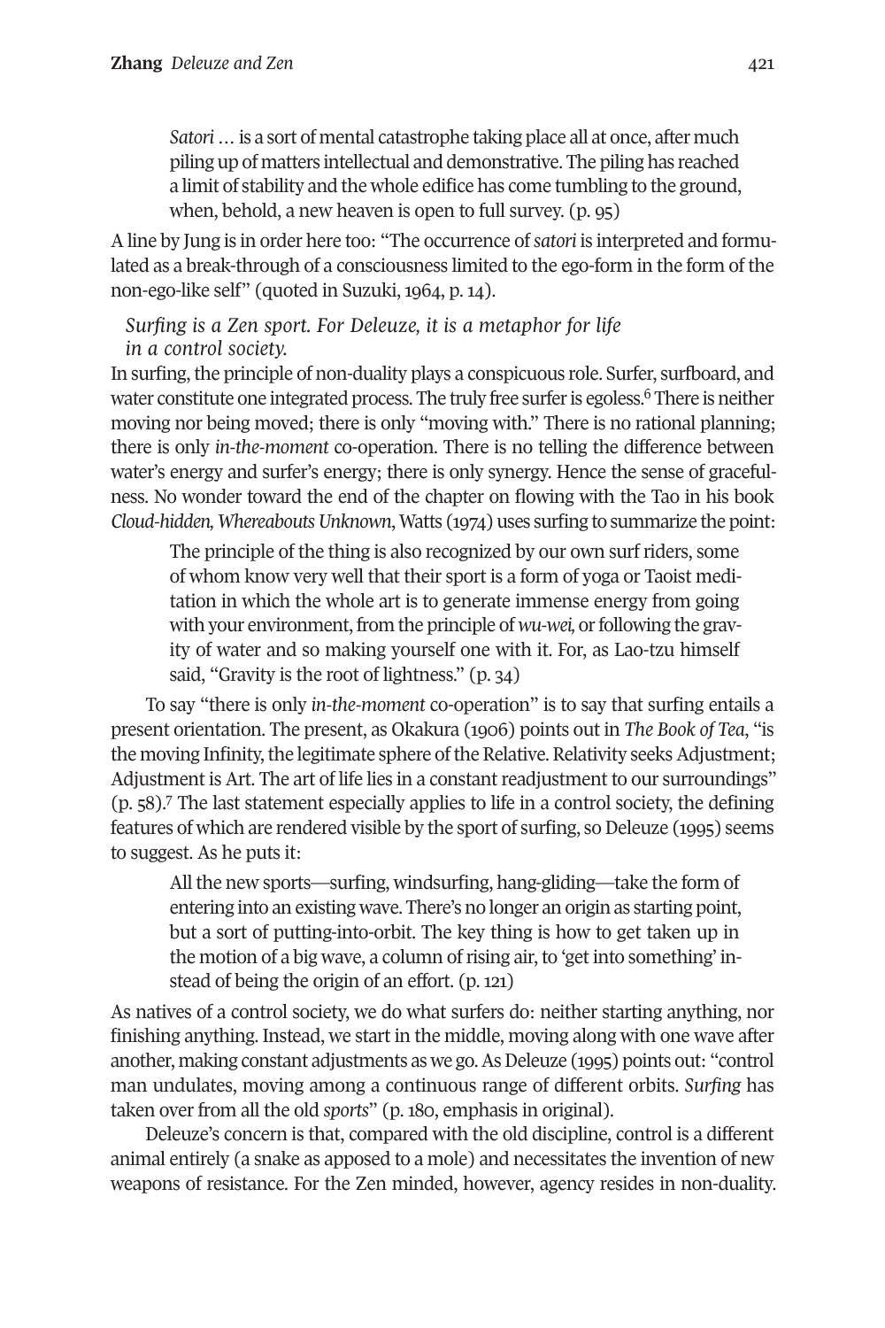> *Satori* … is a sort of mental catastrophe taking place all at once, after much piling up of matters intellectual and demonstrative. The piling has reached a limit of stability and the whole edifice has come tumbling to the ground, when, behold, a new heaven is open to full survey. (p. 95)

A line by Jung is in order here too: "The occurrence of *satori* is interpreted and formulated as a break-through of a consciousness limited to the ego-form in the form of the non-ego-like self" (quoted in Suzuki, 1964, p. 14).

### *Surfing is a Zen sport. For Deleuze, it is a metaphor for life in a control society.*

In surfing, the principle of non-duality plays a conspicuous role. Surfer, surfboard, and water constitute one integrated process. The truly free surfer is egoless.[6] There is neither moving nor being moved; there is only "moving with." There is no rational planning; there is only *in-the-moment* co-operation. There is no telling the difference between water's energy and surfer's energy; there is only synergy. Hence the sense of gracefulness. No wonder toward the end of the chapter on flowing with the Tao in his book *Cloud-hidden, Whereabouts Unknown*, Watts (1974) uses surfing to summarize the point:

> The principle of the thing is also recognized by our own surf riders, some of whom know very well that their sport is a form of yoga or Taoist meditation in which the whole art is to generate immense energy from going with your environment, from the principle of *wu-wei,* or following the gravity of water and so making yourself one with it. For, as Lao-tzu himself said, "Gravity is the root of lightness." (p. 34)

To say "there is only *in-the-moment* co-operation" is to say that surfing entails a present orientation. The present, as Okakura (1906) points out in *The Book of Tea*, "is the moving Infinity, the legitimate sphere of the Relative. Relativity seeks Adjustment; Adjustment is Art. The art of life lies in a constant readjustment to our surroundings" (p. 58).[7] The last statement especially applies to life in a control society, the defining features of which are rendered visible by the sport of surfing, so Deleuze (1995) seems to suggest. As he puts it:

> All the new sports—surfing, windsurfing, hang-gliding—take the form of entering into an existing wave. There's no longer an origin as starting point, but a sort of putting-into-orbit. The key thing is how to get taken up in the motion of a big wave, a column of rising air, to 'get into something' instead of being the origin of an effort. (p. 121)

As natives of a control society, we do what surfers do: neither starting anything, nor finishing anything. Instead, we start in the middle, moving along with one wave after another, making constant adjustments as we go. As Deleuze (1995) points out: "control man undulates, moving among a continuous range of different orbits. *Surfing* has taken over from all the old *sports*" (p. 180, emphasis in original).

Deleuze's concern is that, compared with the old discipline, control is a different animal entirely (a snake as apposed to a mole) and necessitates the invention of new weapons of resistance. For the Zen minded, however, agency resides in non-duality.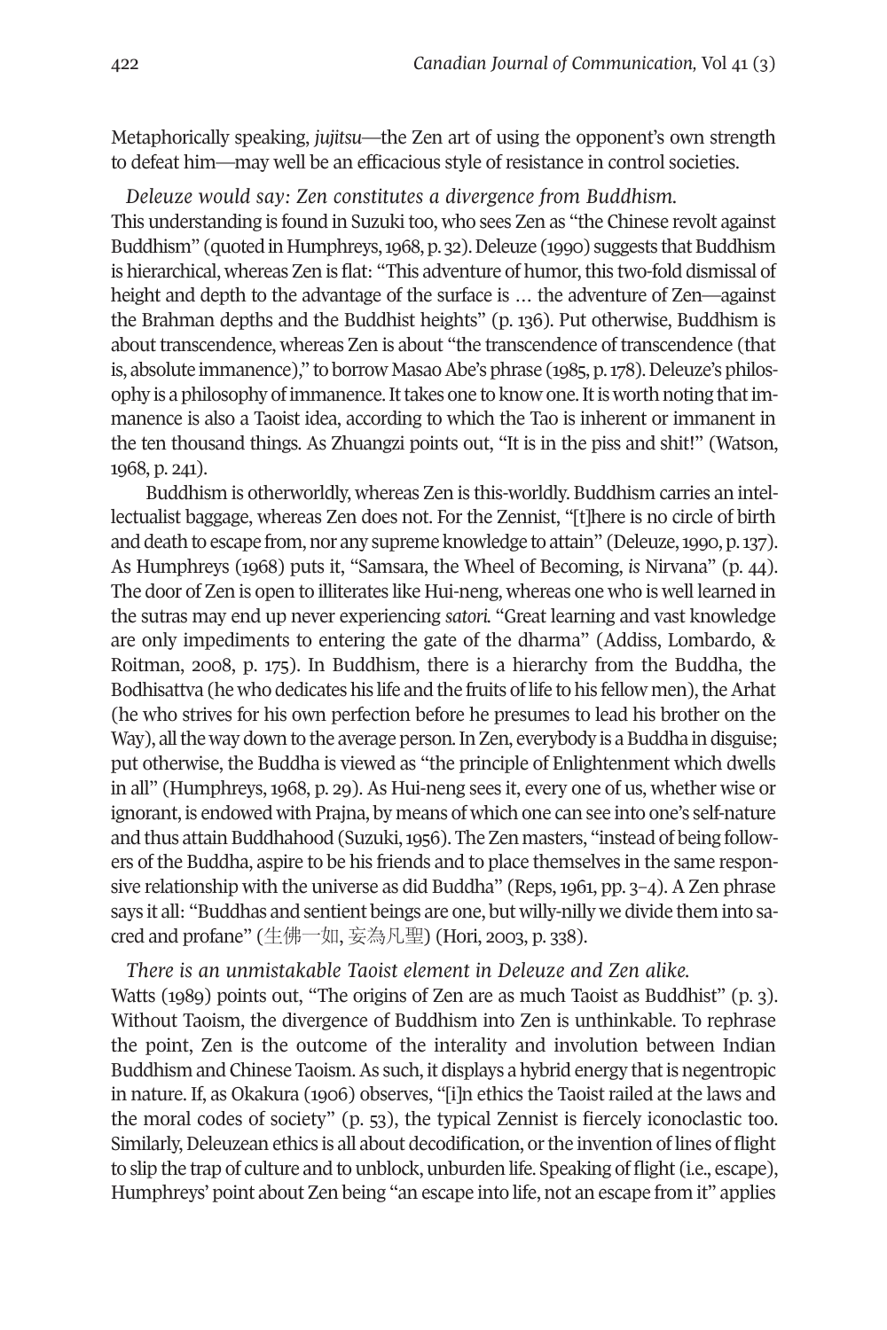Metaphorically speaking, *jujitsu*—the Zen art of using the opponent's own strength to defeat him—may well be an efficacious style of resistance in control societies.

*Deleuze would say: Zen constitutes a divergence from Buddhism.*
This understanding is found in Suzuki too, who sees Zen as "the Chinese revolt against Buddhism" (quoted in Humphreys, 1968, p. 32). Deleuze (1990) suggests that Buddhism is hierarchical, whereas Zen is flat: "This adventure of humor, this two-fold dismissal of height and depth to the advantage of the surface is … the adventure of Zen—against the Brahman depths and the Buddhist heights" (p. 136). Put otherwise, Buddhism is about transcendence, whereas Zen is about "the transcendence of transcendence (that is, absolute immanence)," to borrow Masao Abe's phrase (1985, p. 178). Deleuze's philosophy is a philosophy of immanence. It takes one to know one. It is worth noting that immanence is also a Taoist idea, according to which the Tao is inherent or immanent in the ten thousand things. As Zhuangzi points out, "It is in the piss and shit!" (Watson, 1968, p. 241).

Buddhism is otherworldly, whereas Zen is this-worldly. Buddhism carries an intellectualist baggage, whereas Zen does not. For the Zennist, "[t]here is no circle of birth and death to escape from, nor any supreme knowledge to attain" (Deleuze, 1990, p. 137). As Humphreys (1968) puts it, "Samsara, the Wheel of Becoming, *is* Nirvana" (p. 44). The door of Zen is open to illiterates like Hui-neng, whereas one who is well learned in the sutras may end up never experiencing *satori.* "Great learning and vast knowledge are only impediments to entering the gate of the dharma" (Addiss, Lombardo, & Roitman, 2008, p. 175). In Buddhism, there is a hierarchy from the Buddha, the Bodhisattva (he who dedicates his life and the fruits of life to his fellow men), the Arhat (he who strives for his own perfection before he presumes to lead his brother on the Way), all the way down to the average person. In Zen, everybody is a Buddha in disguise; put otherwise, the Buddha is viewed as "the principle of Enlightenment which dwells in all" (Humphreys, 1968, p. 29). As Hui-neng sees it, every one of us, whether wise or ignorant, is endowed with Prajna, by means of which one can see into one's self-nature and thus attain Buddhahood (Suzuki, 1956). The Zen masters, "instead of being followers of the Buddha, aspire to be his friends and to place themselves in the same responsive relationship with the universe as did Buddha" (Reps, 1961, pp. 3–4). A Zen phrase says it all: "Buddhas and sentient beings are one, but willy-nilly we divide them into sacred and profane" (生佛一如, 妄為凡聖) (Hori, 2003, p. 338).

*There is an unmistakable Taoist element in Deleuze and Zen alike.*
Watts (1989) points out, "The origins of Zen are as much Taoist as Buddhist" (p. 3). Without Taoism, the divergence of Buddhism into Zen is unthinkable. To rephrase the point, Zen is the outcome of the interality and involution between Indian Buddhism and Chinese Taoism. As such, it displays a hybrid energy that is negentropic in nature. If, as Okakura (1906) observes, "[i]n ethics the Taoist railed at the laws and the moral codes of society" (p. 53), the typical Zennist is fiercely iconoclastic too. Similarly, Deleuzean ethics is all about decodification, or the invention of lines of flight to slip the trap of culture and to unblock, unburden life. Speaking of flight (i.e., escape), Humphreys' point about Zen being "an escape into life, not an escape from it" applies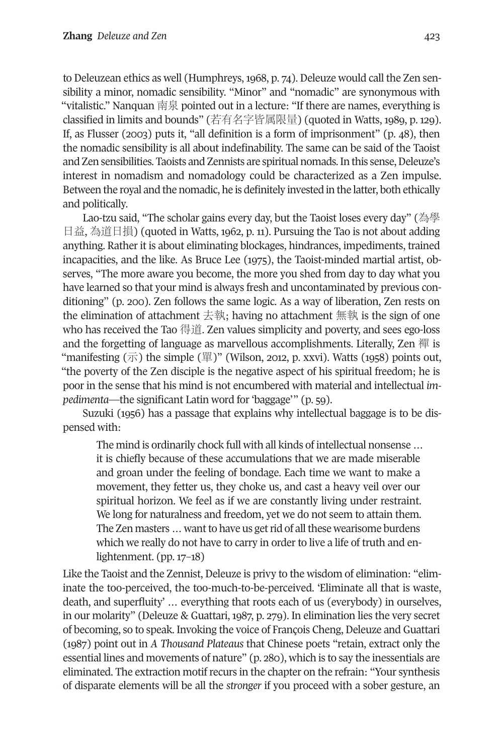to Deleuzean ethics as well (Humphreys, 1968, p. 74). Deleuze would call the Zen sensibility a minor, nomadic sensibility. "Minor" and "nomadic" are synonymous with "vitalistic." Nanquan 南泉 pointed out in a lecture: "If there are names, everything is classified in limits and bounds" (若有名字皆属限量) (quoted in Watts, 1989, p. 129). If, as Flusser (2003) puts it, "all definition is a form of imprisonment" (p. 48), then the nomadic sensibility is all about indefinability. The same can be said of the Taoist and Zen sensibilities. Taoists and Zennists are spiritual nomads. In this sense, Deleuze's interest in nomadism and nomadology could be characterized as a Zen impulse. Between the royal and the nomadic, he is definitely invested in the latter, both ethically and politically.

Lao-tzu said, "The scholar gains every day, but the Taoist loses every day" (為學日益, 為道日損) (quoted in Watts, 1962, p. 11). Pursuing the Tao is not about adding anything. Rather it is about eliminating blockages, hindrances, impediments, trained incapacities, and the like. As Bruce Lee (1975), the Taoist-minded martial artist, observes, "The more aware you become, the more you shed from day to day what you have learned so that your mind is always fresh and uncontaminated by previous conditioning" (p. 200). Zen follows the same logic. As a way of liberation, Zen rests on the elimination of attachment 去執; having no attachment 無執 is the sign of one who has received the Tao 得道. Zen values simplicity and poverty, and sees ego-loss and the forgetting of language as marvellous accomplishments. Literally, Zen 禪 is "manifesting (示) the simple (單)" (Wilson, 2012, p. xxvi). Watts (1958) points out, "the poverty of the Zen disciple is the negative aspect of his spiritual freedom; he is poor in the sense that his mind is not encumbered with material and intellectual *impedimenta*—the significant Latin word for 'baggage'" (p. 59).

Suzuki (1956) has a passage that explains why intellectual baggage is to be dispensed with:

> The mind is ordinarily chock full with all kinds of intellectual nonsense … it is chiefly because of these accumulations that we are made miserable and groan under the feeling of bondage. Each time we want to make a movement, they fetter us, they choke us, and cast a heavy veil over our spiritual horizon. We feel as if we are constantly living under restraint. We long for naturalness and freedom, yet we do not seem to attain them. The Zen masters … want to have us get rid of all these wearisome burdens which we really do not have to carry in order to live a life of truth and enlightenment. (pp. 17–18)

Like the Taoist and the Zennist, Deleuze is privy to the wisdom of elimination: "eliminate the too-perceived, the too-much-to-be-perceived. 'Eliminate all that is waste, death, and superfluity' … everything that roots each of us (everybody) in ourselves, in our molarity" (Deleuze & Guattari, 1987, p. 279). In elimination lies the very secret of becoming, so to speak. Invoking the voice of François Cheng, Deleuze and Guattari (1987) point out in *A Thousand Plateaus* that Chinese poets "retain, extract only the essential lines and movements of nature" (p. 280), which is to say the inessentials are eliminated. The extraction motif recurs in the chapter on the refrain: "Your synthesis of disparate elements will be all the *stronger* if you proceed with a sober gesture, an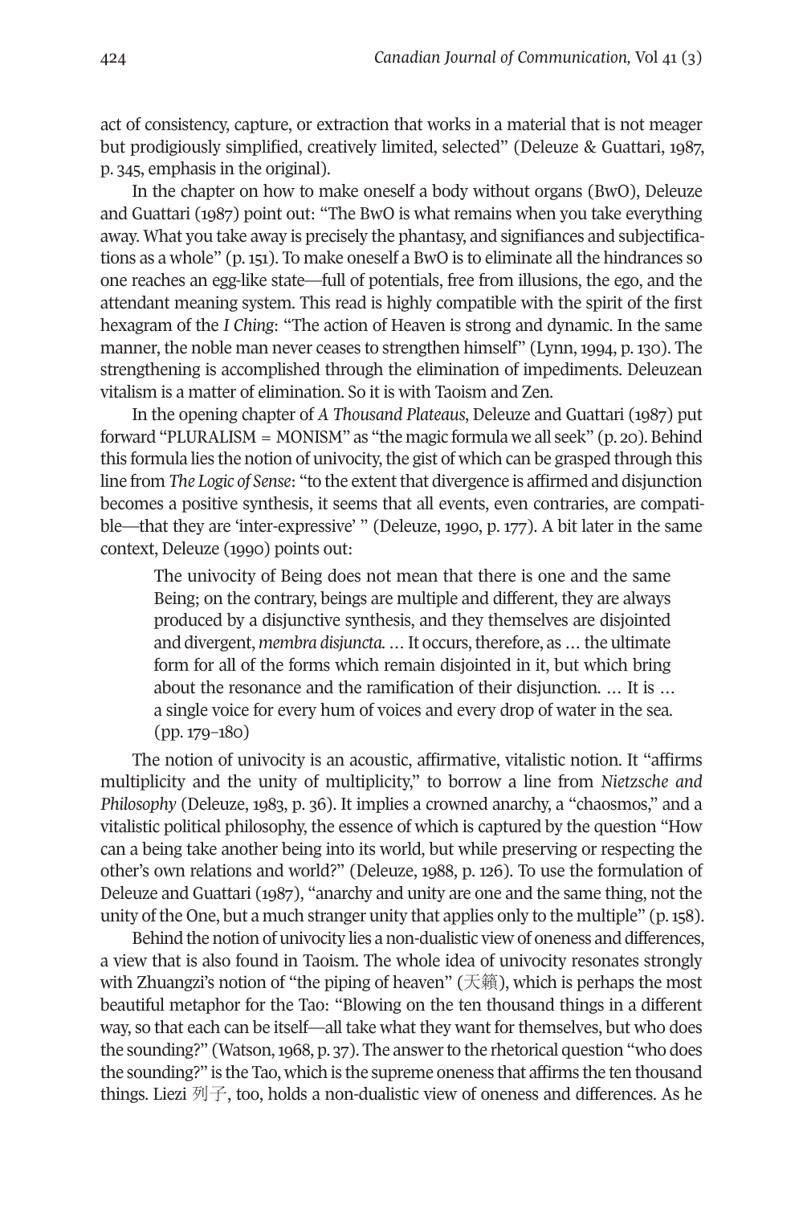act of consistency, capture, or extraction that works in a material that is not meager but prodigiously simplified, creatively limited, selected" (Deleuze & Guattari, 1987, p. 345, emphasis in the original).

In the chapter on how to make oneself a body without organs (BwO), Deleuze and Guattari (1987) point out: "The BwO is what remains when you take everything away. What you take away is precisely the phantasy, and signifiances and subjectifications as a whole" (p. 151). To make oneself a BwO is to eliminate all the hindrances so one reaches an egg-like state—full of potentials, free from illusions, the ego, and the attendant meaning system. This read is highly compatible with the spirit of the first hexagram of the *I Ching*: "The action of Heaven is strong and dynamic. In the same manner, the noble man never ceases to strengthen himself" (Lynn, 1994, p. 130). The strengthening is accomplished through the elimination of impediments. Deleuzean vitalism is a matter of elimination. So it is with Taoism and Zen.

In the opening chapter of *A Thousand Plateaus*, Deleuze and Guattari (1987) put forward "PLURALISM = MONISM" as "the magic formula we all seek" (p. 20). Behind this formula lies the notion of univocity, the gist of which can be grasped through this line from *The Logic of Sense*: "to the extent that divergence is affirmed and disjunction becomes a positive synthesis, it seems that all events, even contraries, are compatible—that they are 'inter-expressive' " (Deleuze, 1990, p. 177). A bit later in the same context, Deleuze (1990) points out:

> The univocity of Being does not mean that there is one and the same Being; on the contrary, beings are multiple and different, they are always produced by a disjunctive synthesis, and they themselves are disjointed and divergent, *membra disjuncta*. … It occurs, therefore, as … the ultimate form for all of the forms which remain disjointed in it, but which bring about the resonance and the ramification of their disjunction. … It is … a single voice for every hum of voices and every drop of water in the sea. (pp. 179–180)

The notion of univocity is an acoustic, affirmative, vitalistic notion. It "affirms multiplicity and the unity of multiplicity," to borrow a line from *Nietzsche and Philosophy* (Deleuze, 1983, p. 36). It implies a crowned anarchy, a "chaosmos," and a vitalistic political philosophy, the essence of which is captured by the question "How can a being take another being into its world, but while preserving or respecting the other's own relations and world?" (Deleuze, 1988, p. 126). To use the formulation of Deleuze and Guattari (1987), "anarchy and unity are one and the same thing, not the unity of the One, but a much stranger unity that applies only to the multiple" (p. 158).

Behind the notion of univocity lies a non-dualistic view of oneness and differences, a view that is also found in Taoism. The whole idea of univocity resonates strongly with Zhuangzi's notion of "the piping of heaven" (天籟), which is perhaps the most beautiful metaphor for the Tao: "Blowing on the ten thousand things in a different way, so that each can be itself—all take what they want for themselves, but who does the sounding?" (Watson, 1968, p. 37). The answer to the rhetorical question "who does the sounding?" is the Tao, which is the supreme oneness that affirms the ten thousand things. Liezi 列子, too, holds a non-dualistic view of oneness and differences. As he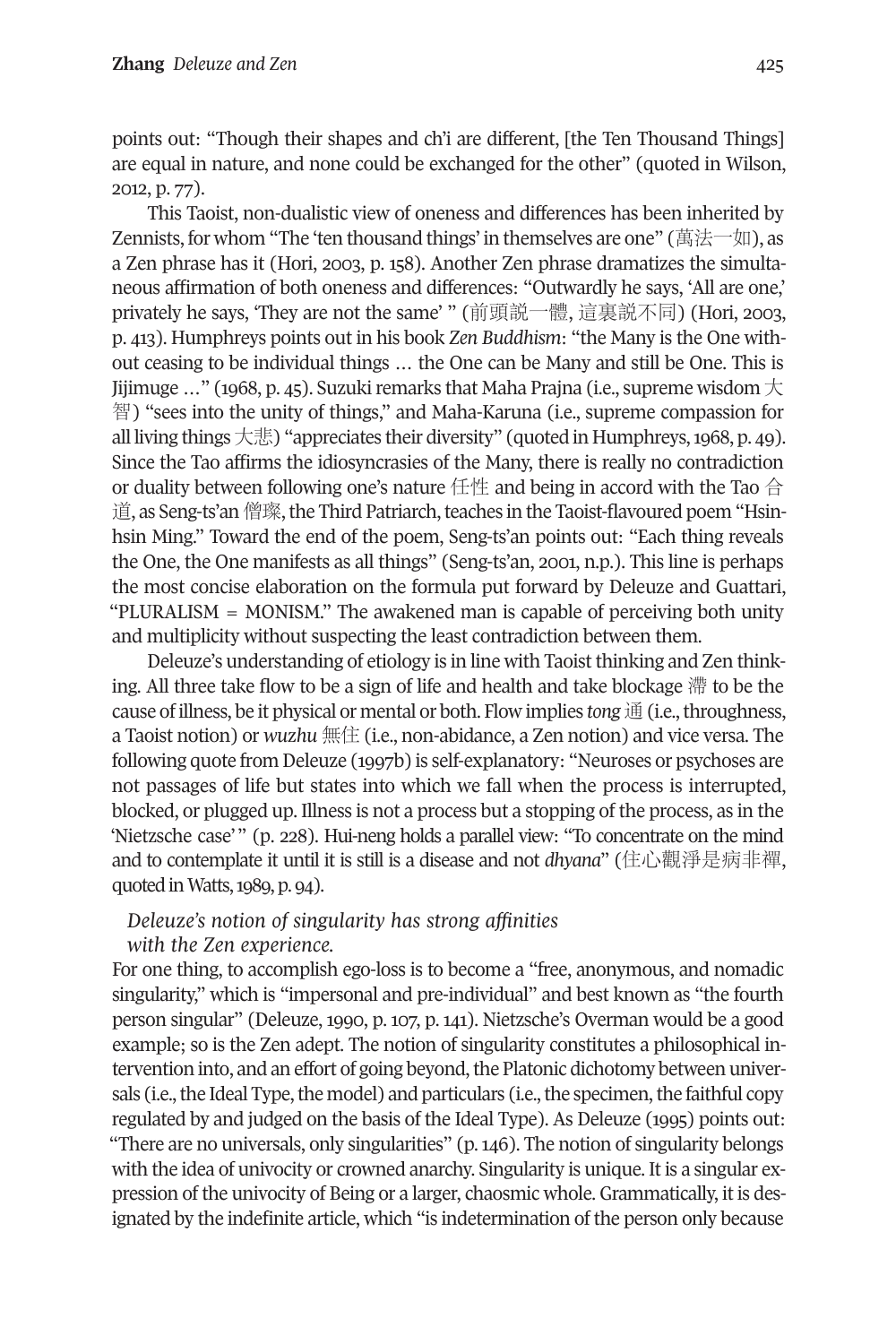points out: "Though their shapes and ch'i are different, [the Ten Thousand Things] are equal in nature, and none could be exchanged for the other" (quoted in Wilson, 2012, p. 77).

This Taoist, non-dualistic view of oneness and differences has been inherited by Zennists, for whom "The 'ten thousand things' in themselves are one" (萬法一如), as a Zen phrase has it (Hori, 2003, p. 158). Another Zen phrase dramatizes the simultaneous affirmation of both oneness and differences: "Outwardly he says, 'All are one,' privately he says, 'They are not the same' " (前頭說一體, 這裏說不同) (Hori, 2003, p. 413). Humphreys points out in his book *Zen Buddhism*: "the Many is the One without ceasing to be individual things … the One can be Many and still be One. This is Jijimuge …" (1968, p. 45). Suzuki remarks that Maha Prajna (i.e., supreme wisdom 大智) "sees into the unity of things," and Maha-Karuna (i.e., supreme compassion for all living things 大悲) "appreciates their diversity" (quoted in Humphreys, 1968, p. 49). Since the Tao affirms the idiosyncrasies of the Many, there is really no contradiction or duality between following one's nature 任性 and being in accord with the Tao 合道, as Seng-ts'an 僧璨, the Third Patriarch, teaches in the Taoist-flavoured poem "Hsin-hsin Ming." Toward the end of the poem, Seng-ts'an points out: "Each thing reveals the One, the One manifests as all things" (Seng-ts'an, 2001, n.p.). This line is perhaps the most concise elaboration on the formula put forward by Deleuze and Guattari, "PLURALISM = MONISM." The awakened man is capable of perceiving both unity and multiplicity without suspecting the least contradiction between them.

Deleuze's understanding of etiology is in line with Taoist thinking and Zen thinking. All three take flow to be a sign of life and health and take blockage 滯 to be the cause of illness, be it physical or mental or both. Flow implies *tong* 通 (i.e., throughness, a Taoist notion) or *wuzhu* 無住 (i.e., non-abidance, a Zen notion) and vice versa. The following quote from Deleuze (1997b) is self-explanatory: "Neuroses or psychoses are not passages of life but states into which we fall when the process is interrupted, blocked, or plugged up. Illness is not a process but a stopping of the process, as in the 'Nietzsche case'" (p. 228). Hui-neng holds a parallel view: "To concentrate on the mind and to contemplate it until it is still is a disease and not *dhyana*" (住心觀淨是病非禪, quoted in Watts, 1989, p. 94).

*Deleuze's notion of singularity has strong affinities with the Zen experience.*

For one thing, to accomplish ego-loss is to become a "free, anonymous, and nomadic singularity," which is "impersonal and pre-individual" and best known as "the fourth person singular" (Deleuze, 1990, p. 107, p. 141). Nietzsche's Overman would be a good example; so is the Zen adept. The notion of singularity constitutes a philosophical intervention into, and an effort of going beyond, the Platonic dichotomy between universals (i.e., the Ideal Type, the model) and particulars (i.e., the specimen, the faithful copy regulated by and judged on the basis of the Ideal Type). As Deleuze (1995) points out: "There are no universals, only singularities" (p. 146). The notion of singularity belongs with the idea of univocity or crowned anarchy. Singularity is unique. It is a singular expression of the univocity of Being or a larger, chaosmic whole. Grammatically, it is designated by the indefinite article, which "is indetermination of the person only because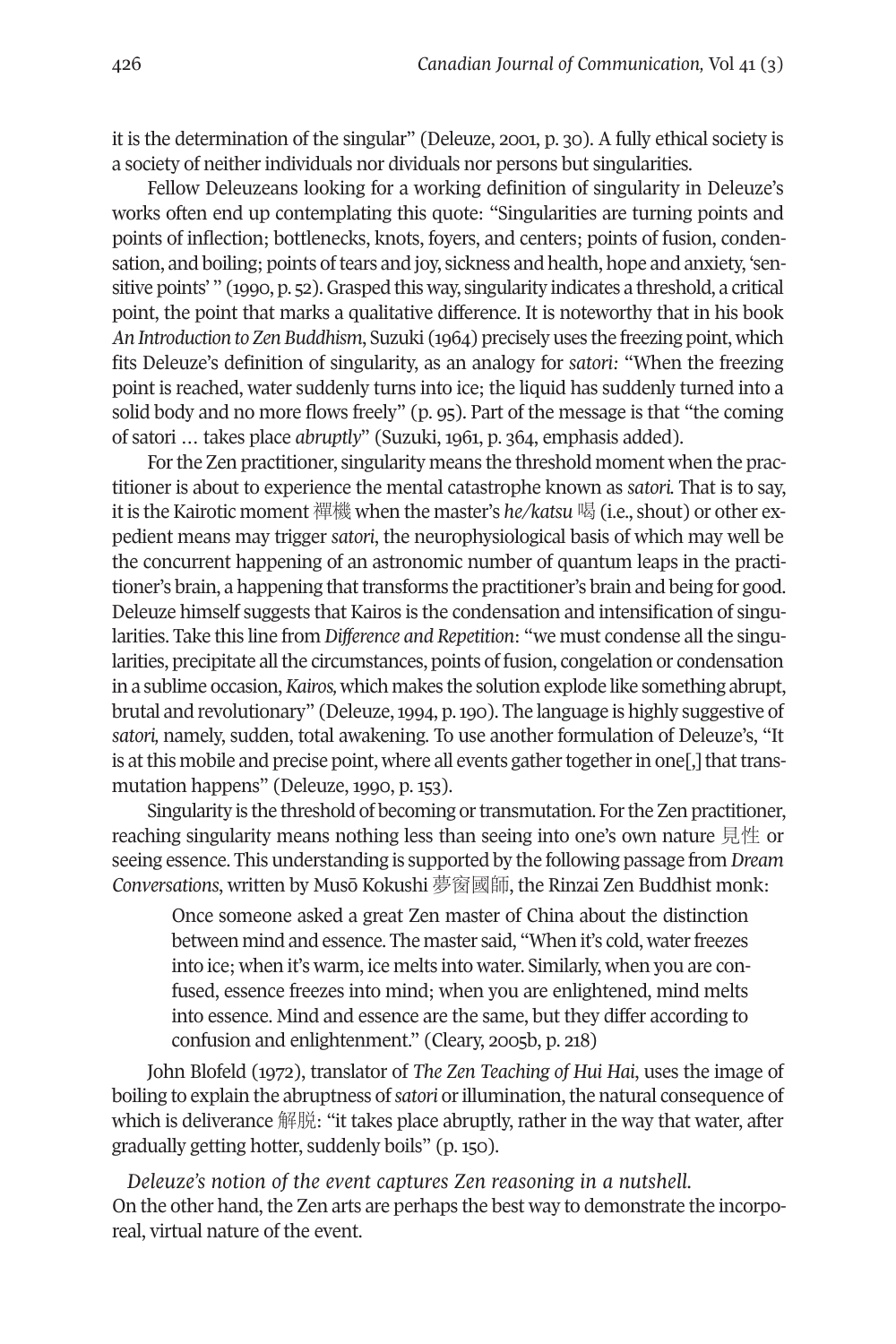it is the determination of the singular" (Deleuze, 2001, p. 30). A fully ethical society is a society of neither individuals nor dividuals nor persons but singularities.

Fellow Deleuzeans looking for a working definition of singularity in Deleuze's works often end up contemplating this quote: "Singularities are turning points and points of inflection; bottlenecks, knots, foyers, and centers; points of fusion, condensation, and boiling; points of tears and joy, sickness and health, hope and anxiety, 'sensitive points' " (1990, p. 52). Grasped this way, singularity indicates a threshold, a critical point, the point that marks a qualitative difference. It is noteworthy that in his book *An Introduction to Zen Buddhism*, Suzuki (1964) precisely uses the freezing point, which fits Deleuze's definition of singularity, as an analogy for *satori*: "When the freezing point is reached, water suddenly turns into ice; the liquid has suddenly turned into a solid body and no more flows freely" (p. 95). Part of the message is that "the coming of satori … takes place *abruptly*" (Suzuki, 1961, p. 364, emphasis added).

For the Zen practitioner, singularity means the threshold moment when the practitioner is about to experience the mental catastrophe known as *satori.* That is to say, it is the Kairotic moment 禪機 when the master's *he/katsu* 喝 (i.e., shout) or other expedient means may trigger *satori*, the neurophysiological basis of which may well be the concurrent happening of an astronomic number of quantum leaps in the practitioner's brain, a happening that transforms the practitioner's brain and being for good. Deleuze himself suggests that Kairos is the condensation and intensification of singularities. Take this line from *Difference and Repetition*: "we must condense all the singularities, precipitate all the circumstances, points of fusion, congelation or condensation in a sublime occasion, *Kairos,* which makes the solution explode like something abrupt, brutal and revolutionary" (Deleuze, 1994, p. 190). The language is highly suggestive of *satori,* namely, sudden, total awakening. To use another formulation of Deleuze's, "It is at this mobile and precise point, where all events gather together in one[,] that transmutation happens" (Deleuze, 1990, p. 153).

Singularity is the threshold of becoming or transmutation. For the Zen practitioner, reaching singularity means nothing less than seeing into one's own nature 見性 or seeing essence. This understanding is supported by the following passage from *Dream Conversations*, written by Musō Kokushi 夢窗國師, the Rinzai Zen Buddhist monk:

> Once someone asked a great Zen master of China about the distinction between mind and essence. The master said, "When it's cold, water freezes into ice; when it's warm, ice melts into water. Similarly, when you are confused, essence freezes into mind; when you are enlightened, mind melts into essence. Mind and essence are the same, but they differ according to confusion and enlightenment." (Cleary, 2005b, p. 218)

John Blofeld (1972), translator of *The Zen Teaching of Hui Hai*, uses the image of boiling to explain the abruptness of *satori* or illumination, the natural consequence of which is deliverance 解脱: "it takes place abruptly, rather in the way that water, after gradually getting hotter, suddenly boils" (p. 150).

*Deleuze's notion of the event captures Zen reasoning in a nutshell.*

On the other hand, the Zen arts are perhaps the best way to demonstrate the incorporeal, virtual nature of the event.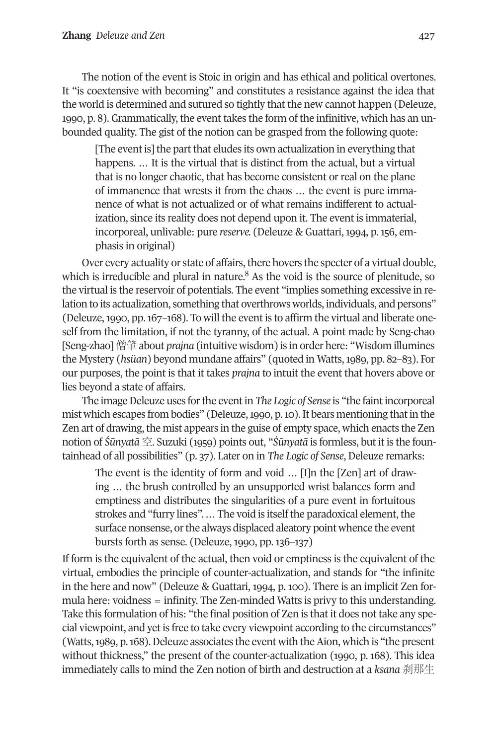The notion of the event is Stoic in origin and has ethical and political overtones. It "is coextensive with becoming" and constitutes a resistance against the idea that the world is determined and sutured so tightly that the new cannot happen (Deleuze, 1990, p. 8). Grammatically, the event takes the form of the infinitive, which has an unbounded quality. The gist of the notion can be grasped from the following quote:

> [The event is] the part that eludes its own actualization in everything that happens. … It is the virtual that is distinct from the actual, but a virtual that is no longer chaotic, that has become consistent or real on the plane of immanence that wrests it from the chaos … the event is pure immanence of what is not actualized or of what remains indifferent to actualization, since its reality does not depend upon it. The event is immaterial, incorporeal, unlivable: pure *reserve*. (Deleuze & Guattari, 1994, p. 156, emphasis in original)

Over every actuality or state of affairs, there hovers the specter of a virtual double, which is irreducible and plural in nature.[8] As the void is the source of plenitude, so the virtual is the reservoir of potentials. The event "implies something excessive in relation to its actualization, something that overthrows worlds, individuals, and persons" (Deleuze, 1990, pp. 167–168). To will the event is to affirm the virtual and liberate oneself from the limitation, if not the tyranny, of the actual. A point made by Seng-chao [Seng-zhao] 僧肇 about *prajna* (intuitive wisdom) is in order here: "Wisdom illumines the Mystery (*hsüan*) beyond mundane affairs" (quoted in Watts, 1989, pp. 82–83). For our purposes, the point is that it takes *prajna* to intuit the event that hovers above or lies beyond a state of affairs.

The image Deleuze uses for the event in *The Logic of Sense* is "the faint incorporeal mist which escapes from bodies" (Deleuze, 1990, p. 10). It bears mentioning that in the Zen art of drawing, the mist appears in the guise of empty space, which enacts the Zen notion of *Śūnyatā* 空. Suzuki (1959) points out, "*Śūnyatā* is formless, but it is the fountainhead of all possibilities" (p. 37). Later on in *The Logic of Sense*, Deleuze remarks:

> The event is the identity of form and void … [I]n the [Zen] art of drawing … the brush controlled by an unsupported wrist balances form and emptiness and distributes the singularities of a pure event in fortuitous strokes and "furry lines". … The void is itself the paradoxical element, the surface nonsense, or the always displaced aleatory point whence the event bursts forth as sense. (Deleuze, 1990, pp. 136–137)

If form is the equivalent of the actual, then void or emptiness is the equivalent of the virtual, embodies the principle of counter-actualization, and stands for "the infinite in the here and now" (Deleuze & Guattari, 1994, p. 100). There is an implicit Zen formula here: voidness = infinity. The Zen-minded Watts is privy to this understanding. Take this formulation of his: "the final position of Zen is that it does not take any special viewpoint, and yet is free to take every viewpoint according to the circumstances" (Watts, 1989, p. 168). Deleuze associates the event with the Aion, which is "the present without thickness," the present of the counter-actualization (1990, p. 168). This idea immediately calls to mind the Zen notion of birth and destruction at a *ksana* 刹那生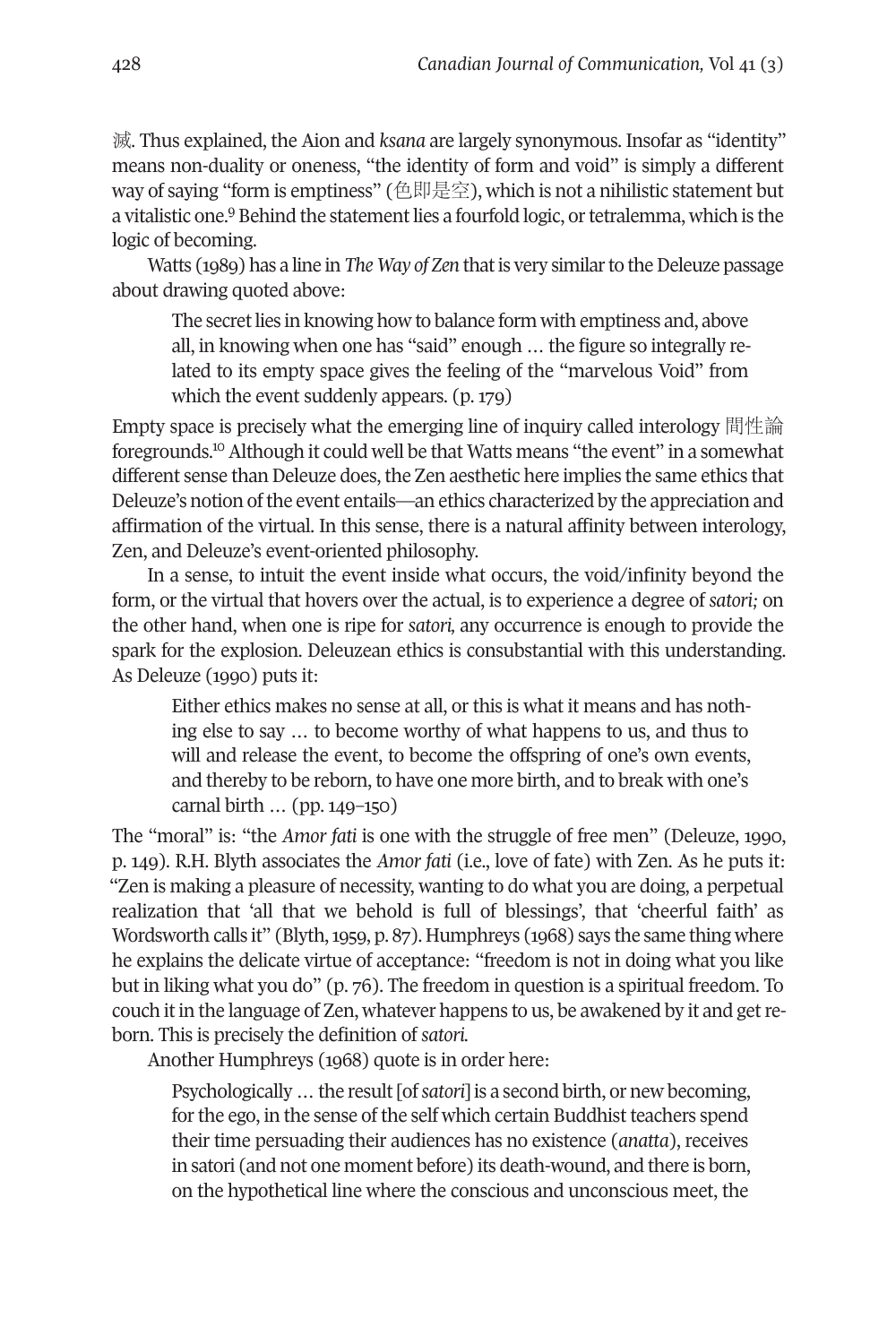滅. Thus explained, the Aion and *ksana* are largely synonymous. Insofar as "identity" means non-duality or oneness, "the identity of form and void" is simply a different way of saying "form is emptiness" (色即是空), which is not a nihilistic statement but a vitalistic one.[9] Behind the statement lies a fourfold logic, or tetralemma, which is the logic of becoming.

Watts (1989) has a line in *The Way of Zen* that is very similar to the Deleuze passage about drawing quoted above:

> The secret lies in knowing how to balance form with emptiness and, above all, in knowing when one has "said" enough … the figure so integrally related to its empty space gives the feeling of the "marvelous Void" from which the event suddenly appears. (p. 179)

Empty space is precisely what the emerging line of inquiry called interology 間性論 foregrounds.[10] Although it could well be that Watts means "the event" in a somewhat different sense than Deleuze does, the Zen aesthetic here implies the same ethics that Deleuze's notion of the event entails—an ethics characterized by the appreciation and affirmation of the virtual. In this sense, there is a natural affinity between interology, Zen, and Deleuze's event-oriented philosophy.

In a sense, to intuit the event inside what occurs, the void/infinity beyond the form, or the virtual that hovers over the actual, is to experience a degree of *satori;* on the other hand, when one is ripe for *satori,* any occurrence is enough to provide the spark for the explosion. Deleuzean ethics is consubstantial with this understanding. As Deleuze (1990) puts it:

> Either ethics makes no sense at all, or this is what it means and has nothing else to say … to become worthy of what happens to us, and thus to will and release the event, to become the offspring of one's own events, and thereby to be reborn, to have one more birth, and to break with one's carnal birth … (pp. 149–150)

The "moral" is: "the *Amor fati* is one with the struggle of free men" (Deleuze, 1990, p. 149). R.H. Blyth associates the *Amor fati* (i.e., love of fate) with Zen. As he puts it: "Zen is making a pleasure of necessity, wanting to do what you are doing, a perpetual realization that 'all that we behold is full of blessings', that 'cheerful faith' as Wordsworth calls it" (Blyth, 1959, p. 87). Humphreys (1968) says the same thing where he explains the delicate virtue of acceptance: "freedom is not in doing what you like but in liking what you do" (p. 76). The freedom in question is a spiritual freedom. To couch it in the language of Zen, whatever happens to us, be awakened by it and get reborn. This is precisely the definition of *satori.*

Another Humphreys (1968) quote is in order here:

> Psychologically … the result [of *satori*] is a second birth, or new becoming, for the ego, in the sense of the self which certain Buddhist teachers spend their time persuading their audiences has no existence (*anatta*), receives in satori (and not one moment before) its death-wound, and there is born, on the hypothetical line where the conscious and unconscious meet, the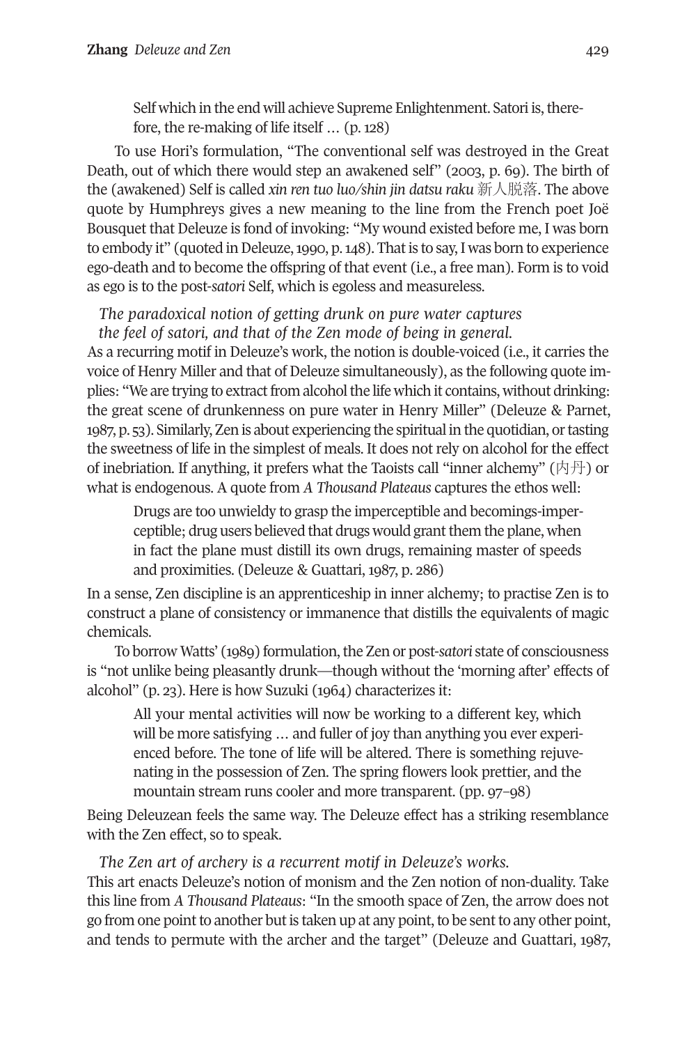> Self which in the end will achieve Supreme Enlightenment. Satori is, therefore, the re-making of life itself … (p. 128)

To use Hori's formulation, "The conventional self was destroyed in the Great Death, out of which there would step an awakened self" (2003, p. 69). The birth of the (awakened) Self is called *xin ren tuo luo/shin jin datsu raku* 新人脱落. The above quote by Humphreys gives a new meaning to the line from the French poet Joë Bousquet that Deleuze is fond of invoking: "My wound existed before me, I was born to embody it" (quoted in Deleuze, 1990, p. 148). That is to say, I was born to experience ego-death and to become the offspring of that event (i.e., a free man). Form is to void as ego is to the post-*satori* Self, which is egoless and measureless.

*The paradoxical notion of getting drunk on pure water captures the feel of satori, and that of the Zen mode of being in general.*

As a recurring motif in Deleuze's work, the notion is double-voiced (i.e., it carries the voice of Henry Miller and that of Deleuze simultaneously), as the following quote implies: "We are trying to extract from alcohol the life which it contains, without drinking: the great scene of drunkenness on pure water in Henry Miller" (Deleuze & Parnet, 1987, p. 53). Similarly, Zen is about experiencing the spiritual in the quotidian, or tasting the sweetness of life in the simplest of meals. It does not rely on alcohol for the effect of inebriation. If anything, it prefers what the Taoists call "inner alchemy" (内丹) or what is endogenous. A quote from *A Thousand Plateaus* captures the ethos well:

> Drugs are too unwieldy to grasp the imperceptible and becomings-imperceptible; drug users believed that drugs would grant them the plane, when in fact the plane must distill its own drugs, remaining master of speeds and proximities. (Deleuze & Guattari, 1987, p. 286)

In a sense, Zen discipline is an apprenticeship in inner alchemy; to practise Zen is to construct a plane of consistency or immanence that distills the equivalents of magic chemicals.

To borrow Watts' (1989) formulation, the Zen or post-*satori* state of consciousness is "not unlike being pleasantly drunk—though without the 'morning after' effects of alcohol" (p. 23). Here is how Suzuki (1964) characterizes it:

> All your mental activities will now be working to a different key, which will be more satisfying … and fuller of joy than anything you ever experienced before. The tone of life will be altered. There is something rejuvenating in the possession of Zen. The spring flowers look prettier, and the mountain stream runs cooler and more transparent. (pp. 97–98)

Being Deleuzean feels the same way. The Deleuze effect has a striking resemblance with the Zen effect, so to speak.

*The Zen art of archery is a recurrent motif in Deleuze's works.*

This art enacts Deleuze's notion of monism and the Zen notion of non-duality. Take this line from *A Thousand Plateaus*: "In the smooth space of Zen, the arrow does not go from one point to another but is taken up at any point, to be sent to any other point, and tends to permute with the archer and the target" (Deleuze and Guattari, 1987,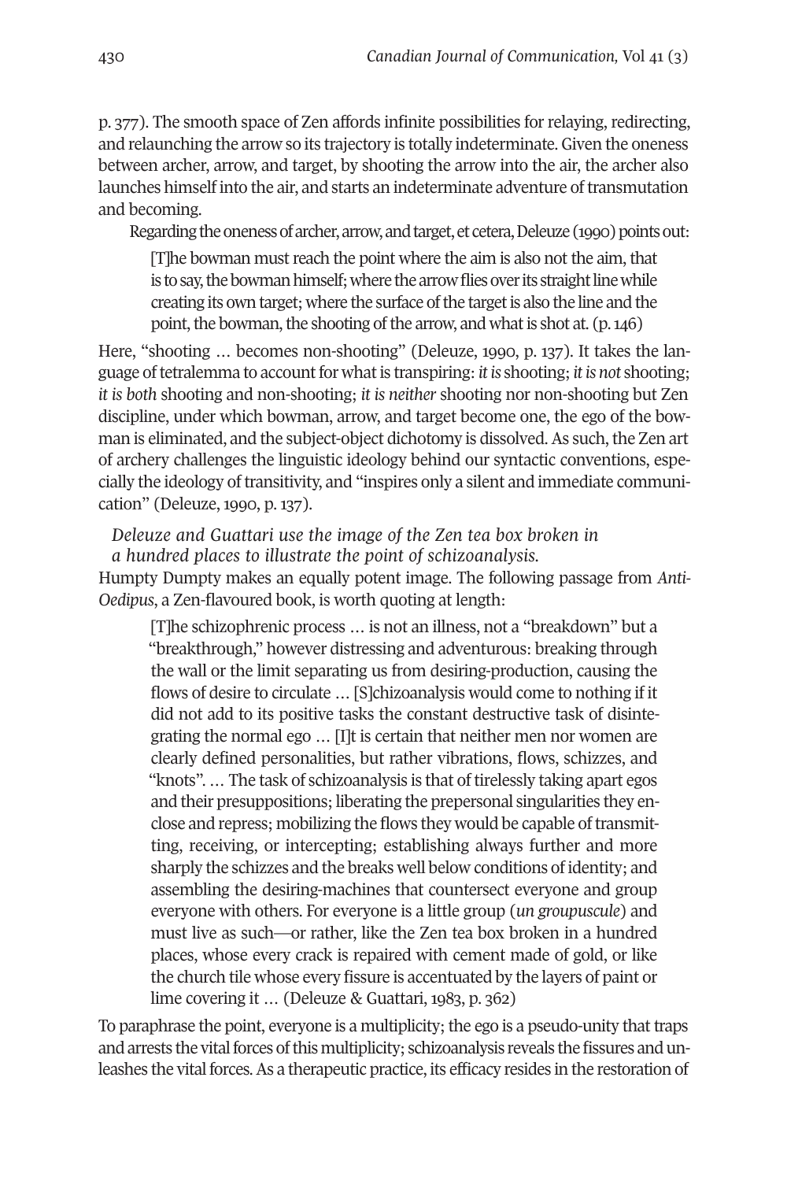p. 377). The smooth space of Zen affords infinite possibilities for relaying, redirecting, and relaunching the arrow so its trajectory is totally indeterminate. Given the oneness between archer, arrow, and target, by shooting the arrow into the air, the archer also launches himself into the air, and starts an indeterminate adventure of transmutation and becoming.

Regarding the oneness of archer, arrow, and target, et cetera, Deleuze (1990) points out:

> [T]he bowman must reach the point where the aim is also not the aim, that is to say, the bowman himself; where the arrow flies over its straight line while creating its own target; where the surface of the target is also the line and the point, the bowman, the shooting of the arrow, and what is shot at. (p. 146)

Here, "shooting … becomes non-shooting" (Deleuze, 1990, p. 137). It takes the language of tetralemma to account for what is transpiring: *it is* shooting; *it is not* shooting; *it is both* shooting and non-shooting; *it is neither* shooting nor non-shooting but Zen discipline, under which bowman, arrow, and target become one, the ego of the bowman is eliminated, and the subject-object dichotomy is dissolved. As such, the Zen art of archery challenges the linguistic ideology behind our syntactic conventions, especially the ideology of transitivity, and "inspires only a silent and immediate communication" (Deleuze, 1990, p. 137).

*Deleuze and Guattari use the image of the Zen tea box broken in a hundred places to illustrate the point of schizoanalysis.*

Humpty Dumpty makes an equally potent image. The following passage from *Anti-Oedipus*, a Zen-flavoured book, is worth quoting at length:

> [T]he schizophrenic process … is not an illness, not a "breakdown" but a "breakthrough," however distressing and adventurous: breaking through the wall or the limit separating us from desiring-production, causing the flows of desire to circulate … [S]chizoanalysis would come to nothing if it did not add to its positive tasks the constant destructive task of disintegrating the normal ego … [I]t is certain that neither men nor women are clearly defined personalities, but rather vibrations, flows, schizzes, and "knots". … The task of schizoanalysis is that of tirelessly taking apart egos and their presuppositions; liberating the prepersonal singularities they enclose and repress; mobilizing the flows they would be capable of transmitting, receiving, or intercepting; establishing always further and more sharply the schizzes and the breaks well below conditions of identity; and assembling the desiring-machines that countersect everyone and group everyone with others. For everyone is a little group (*un groupuscule*) and must live as such—or rather, like the Zen tea box broken in a hundred places, whose every crack is repaired with cement made of gold, or like the church tile whose every fissure is accentuated by the layers of paint or lime covering it … (Deleuze & Guattari, 1983, p. 362)

To paraphrase the point, everyone is a multiplicity; the ego is a pseudo-unity that traps and arrests the vital forces of this multiplicity; schizoanalysis reveals the fissures and unleashes the vital forces. As a therapeutic practice, its efficacy resides in the restoration of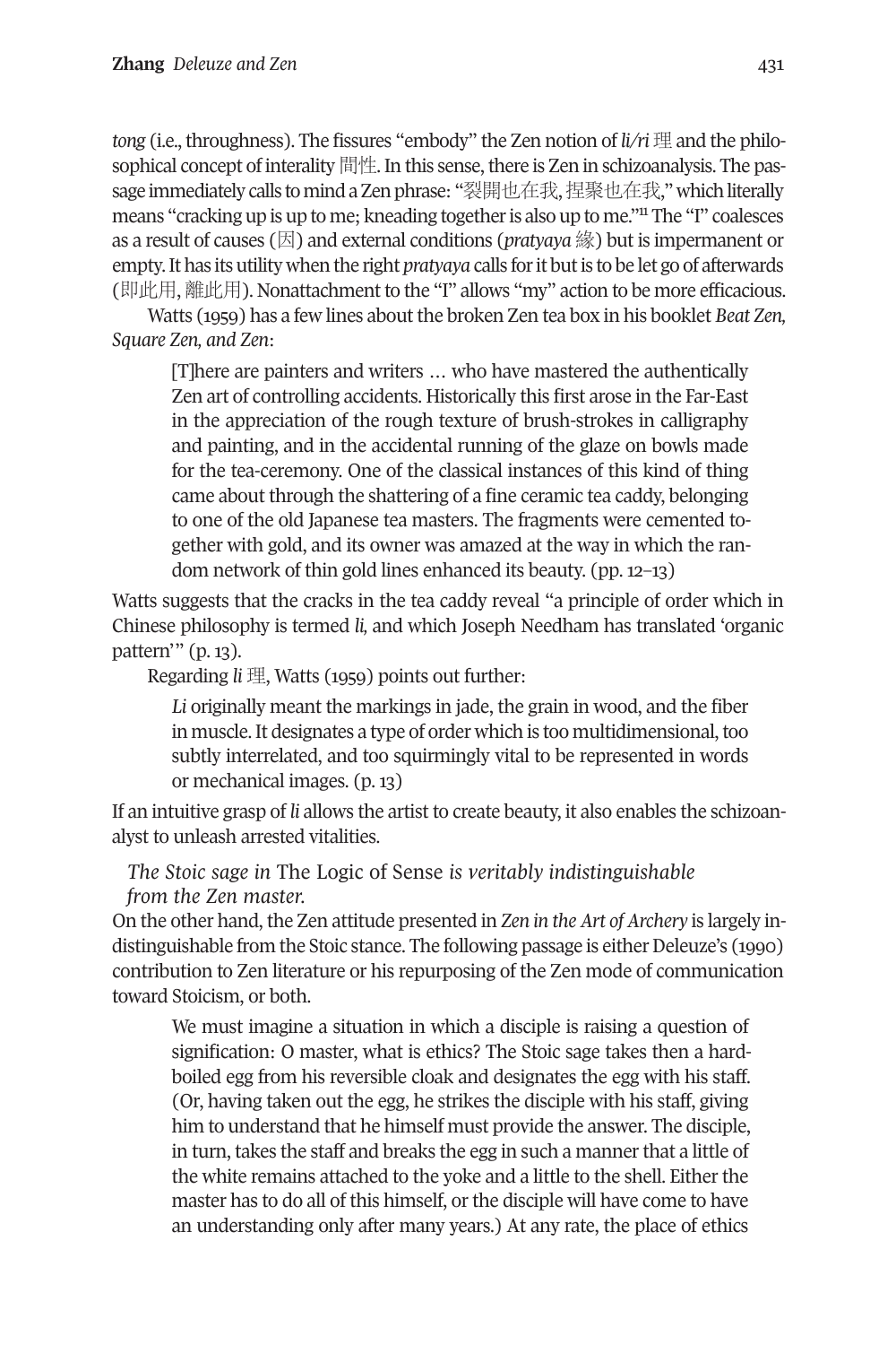*tong* (i.e., throughness). The fissures "embody" the Zen notion of *li/ri* 理 and the philosophical concept of interality 間性. In this sense, there is Zen in schizoanalysis. The passage immediately calls to mind a Zen phrase: "裂開也在我, 捏聚也在我," which literally means "cracking up is up to me; kneading together is also up to me."[11] The "I" coalesces as a result of causes (因) and external conditions (*pratyaya* 緣) but is impermanent or empty. It has its utility when the right *pratyaya* calls for it but is to be let go of afterwards (即此用, 離此用). Nonattachment to the "I" allows "my" action to be more efficacious.

Watts (1959) has a few lines about the broken Zen tea box in his booklet *Beat Zen, Square Zen, and Zen*:

> [T]here are painters and writers … who have mastered the authentically Zen art of controlling accidents. Historically this first arose in the Far-East in the appreciation of the rough texture of brush-strokes in calligraphy and painting, and in the accidental running of the glaze on bowls made for the tea-ceremony. One of the classical instances of this kind of thing came about through the shattering of a fine ceramic tea caddy, belonging to one of the old Japanese tea masters. The fragments were cemented together with gold, and its owner was amazed at the way in which the random network of thin gold lines enhanced its beauty. (pp. 12–13)

Watts suggests that the cracks in the tea caddy reveal "a principle of order which in Chinese philosophy is termed *li,* and which Joseph Needham has translated 'organic pattern'" (p. 13).

Regarding *li* 理, Watts (1959) points out further:

> *Li* originally meant the markings in jade, the grain in wood, and the fiber in muscle. It designates a type of order which is too multidimensional, too subtly interrelated, and too squirmingly vital to be represented in words or mechanical images. (p. 13)

If an intuitive grasp of *li* allows the artist to create beauty, it also enables the schizoanalyst to unleash arrested vitalities.

### *The Stoic sage in* The Logic of Sense *is veritably indistinguishable from the Zen master.*

On the other hand, the Zen attitude presented in *Zen in the Art of Archery* is largely indistinguishable from the Stoic stance. The following passage is either Deleuze's (1990) contribution to Zen literature or his repurposing of the Zen mode of communication toward Stoicism, or both.

> We must imagine a situation in which a disciple is raising a question of signification: O master, what is ethics? The Stoic sage takes then a hard-boiled egg from his reversible cloak and designates the egg with his staff. (Or, having taken out the egg, he strikes the disciple with his staff, giving him to understand that he himself must provide the answer. The disciple, in turn, takes the staff and breaks the egg in such a manner that a little of the white remains attached to the yoke and a little to the shell. Either the master has to do all of this himself, or the disciple will have come to have an understanding only after many years.) At any rate, the place of ethics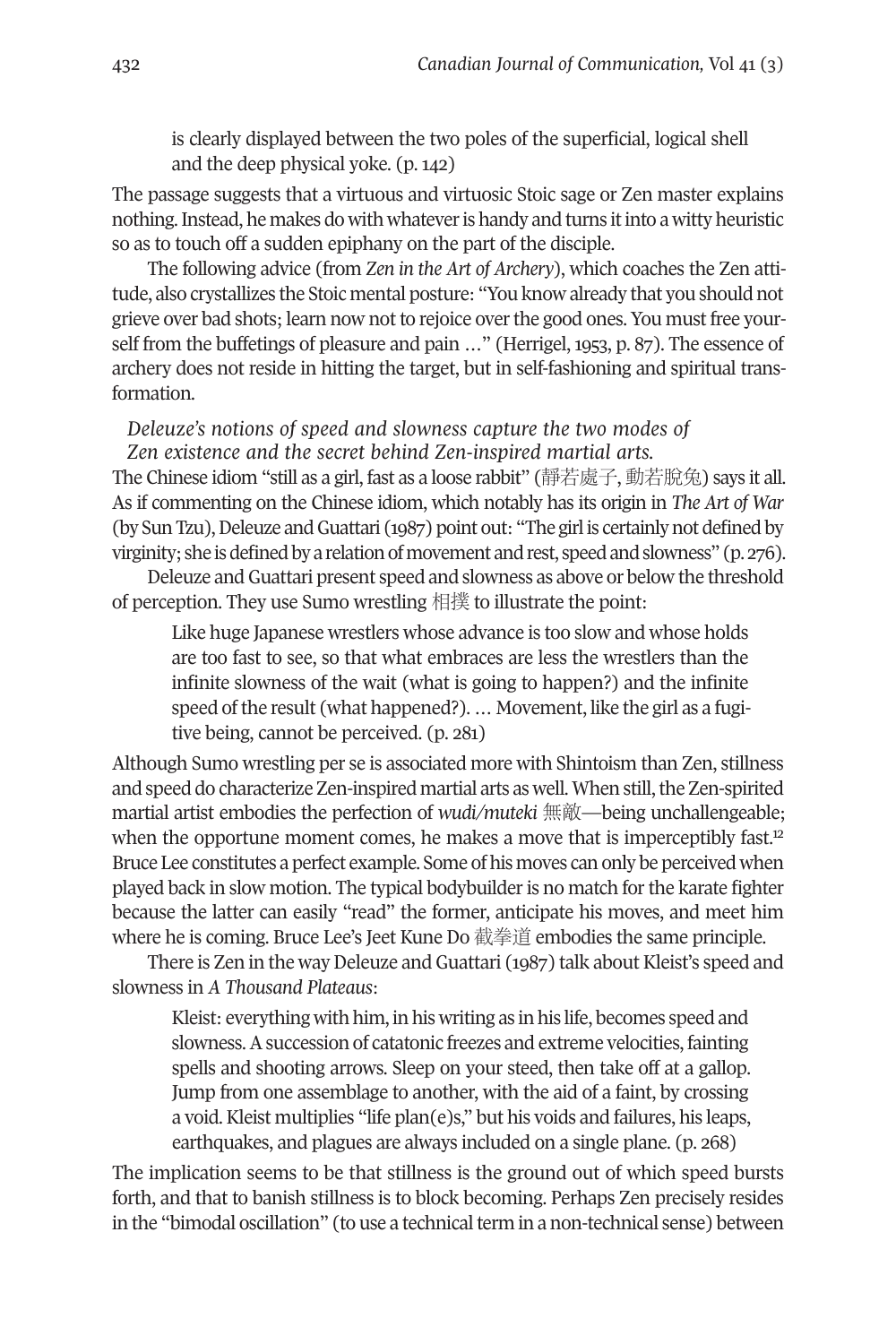> is clearly displayed between the two poles of the superficial, logical shell and the deep physical yoke. (p. 142)

The passage suggests that a virtuous and virtuosic Stoic sage or Zen master explains nothing. Instead, he makes do with whatever is handy and turns it into a witty heuristic so as to touch off a sudden epiphany on the part of the disciple.

The following advice (from *Zen in the Art of Archery*), which coaches the Zen attitude, also crystallizes the Stoic mental posture: "You know already that you should not grieve over bad shots; learn now not to rejoice over the good ones. You must free yourself from the buffetings of pleasure and pain …" (Herrigel, 1953, p. 87). The essence of archery does not reside in hitting the target, but in self-fashioning and spiritual transformation.

*Deleuze's notions of speed and slowness capture the two modes of Zen existence and the secret behind Zen-inspired martial arts.*

The Chinese idiom "still as a girl, fast as a loose rabbit" (靜若處子, 動若脫兔) says it all. As if commenting on the Chinese idiom, which notably has its origin in *The Art of War* (by Sun Tzu), Deleuze and Guattari (1987) point out: "The girl is certainly not defined by virginity; she is defined by a relation of movement and rest, speed and slowness" (p. 276).

Deleuze and Guattari present speed and slowness as above or below the threshold of perception. They use Sumo wrestling 相撲 to illustrate the point:

> Like huge Japanese wrestlers whose advance is too slow and whose holds are too fast to see, so that what embraces are less the wrestlers than the infinite slowness of the wait (what is going to happen?) and the infinite speed of the result (what happened?). … Movement, like the girl as a fugitive being, cannot be perceived. (p. 281)

Although Sumo wrestling per se is associated more with Shintoism than Zen, stillness and speed do characterize Zen-inspired martial arts as well. When still, the Zen-spirited martial artist embodies the perfection of *wudi/muteki* 無敵—being unchallengeable; when the opportune moment comes, he makes a move that is imperceptibly fast.[12] Bruce Lee constitutes a perfect example. Some of his moves can only be perceived when played back in slow motion. The typical bodybuilder is no match for the karate fighter because the latter can easily "read" the former, anticipate his moves, and meet him where he is coming. Bruce Lee's Jeet Kune Do 截拳道 embodies the same principle.

There is Zen in the way Deleuze and Guattari (1987) talk about Kleist's speed and slowness in *A Thousand Plateaus*:

> Kleist: everything with him, in his writing as in his life, becomes speed and slowness. A succession of catatonic freezes and extreme velocities, fainting spells and shooting arrows. Sleep on your steed, then take off at a gallop. Jump from one assemblage to another, with the aid of a faint, by crossing a void. Kleist multiplies "life plan(e)s," but his voids and failures, his leaps, earthquakes, and plagues are always included on a single plane. (p. 268)

The implication seems to be that stillness is the ground out of which speed bursts forth, and that to banish stillness is to block becoming. Perhaps Zen precisely resides in the "bimodal oscillation" (to use a technical term in a non-technical sense) between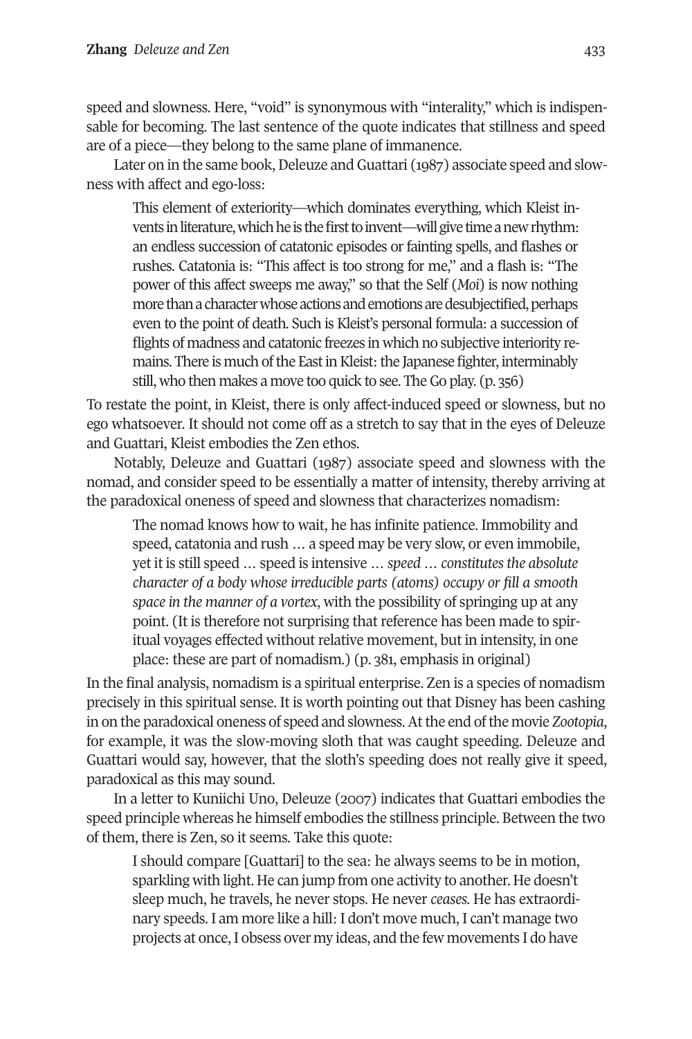speed and slowness. Here, "void" is synonymous with "interality," which is indispensable for becoming. The last sentence of the quote indicates that stillness and speed are of a piece—they belong to the same plane of immanence.

Later on in the same book, Deleuze and Guattari (1987) associate speed and slowness with affect and ego-loss:

> This element of exteriority—which dominates everything, which Kleist invents in literature, which he is the first to invent—will give time a new rhythm: an endless succession of catatonic episodes or fainting spells, and flashes or rushes. Catatonia is: "This affect is too strong for me," and a flash is: "The power of this affect sweeps me away," so that the Self (*Moi*) is now nothing more than a character whose actions and emotions are desubjectified, perhaps even to the point of death. Such is Kleist's personal formula: a succession of flights of madness and catatonic freezes in which no subjective interiority remains. There is much of the East in Kleist: the Japanese fighter, interminably still, who then makes a move too quick to see. The Go play. (p. 356)

To restate the point, in Kleist, there is only affect-induced speed or slowness, but no ego whatsoever. It should not come off as a stretch to say that in the eyes of Deleuze and Guattari, Kleist embodies the Zen ethos.

Notably, Deleuze and Guattari (1987) associate speed and slowness with the nomad, and consider speed to be essentially a matter of intensity, thereby arriving at the paradoxical oneness of speed and slowness that characterizes nomadism:

> The nomad knows how to wait, he has infinite patience. Immobility and speed, catatonia and rush … a speed may be very slow, or even immobile, yet it is still speed … speed is intensive … *speed … constitutes the absolute character of a body whose irreducible parts (atoms) occupy or fill a smooth space in the manner of a vortex*, with the possibility of springing up at any point. (It is therefore not surprising that reference has been made to spiritual voyages effected without relative movement, but in intensity, in one place: these are part of nomadism.) (p. 381, emphasis in original)

In the final analysis, nomadism is a spiritual enterprise. Zen is a species of nomadism precisely in this spiritual sense. It is worth pointing out that Disney has been cashing in on the paradoxical oneness of speed and slowness. At the end of the movie *Zootopia*, for example, it was the slow-moving sloth that was caught speeding. Deleuze and Guattari would say, however, that the sloth's speeding does not really give it speed, paradoxical as this may sound.

In a letter to Kuniichi Uno, Deleuze (2007) indicates that Guattari embodies the speed principle whereas he himself embodies the stillness principle. Between the two of them, there is Zen, so it seems. Take this quote:

> I should compare [Guattari] to the sea: he always seems to be in motion, sparkling with light. He can jump from one activity to another. He doesn't sleep much, he travels, he never stops. He never *ceases*. He has extraordinary speeds. I am more like a hill: I don't move much, I can't manage two projects at once, I obsess over my ideas, and the few movements I do have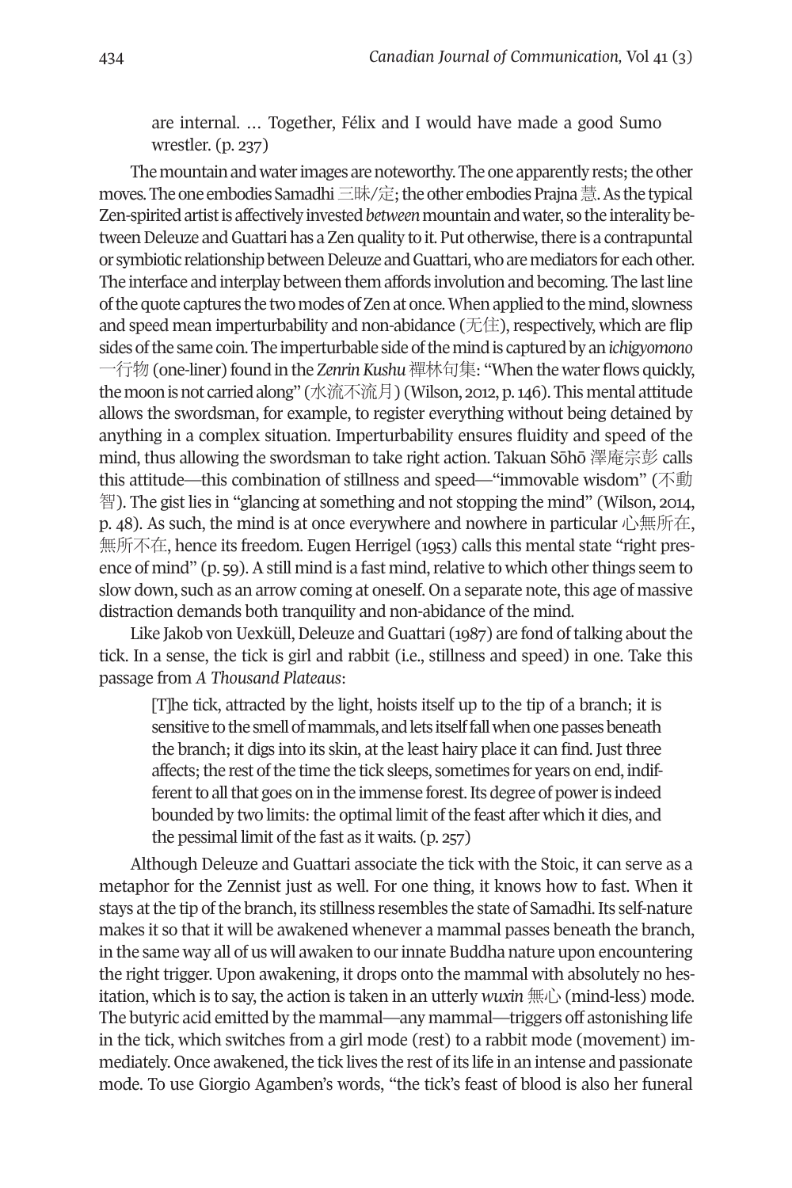> are internal. … Together, Félix and I would have made a good Sumo wrestler. (p. 237)

The mountain and water images are noteworthy. The one apparently rests; the other moves. The one embodies Samadhi 三昧/定; the other embodies Prajna 慧. As the typical Zen-spirited artist is affectively invested *between* mountain and water, so the interality between Deleuze and Guattari has a Zen quality to it. Put otherwise, there is a contrapuntal or symbiotic relationship between Deleuze and Guattari, who are mediators for each other. The interface and interplay between them affords involution and becoming. The last line of the quote captures the two modes of Zen at once. When applied to the mind, slowness and speed mean imperturbability and non-abidance (无住), respectively, which are flip sides of the same coin. The imperturbable side of the mind is captured by an *ichigyomono* 一行物 (one-liner) found in the *Zenrin Kushu* 禪林句集: "When the water flows quickly, the moon is not carried along" (水流不流月) (Wilson, 2012, p. 146). This mental attitude allows the swordsman, for example, to register everything without being detained by anything in a complex situation. Imperturbability ensures fluidity and speed of the mind, thus allowing the swordsman to take right action. Takuan Sōhō 澤庵宗彭 calls this attitude—this combination of stillness and speed—"immovable wisdom" (不動智). The gist lies in "glancing at something and not stopping the mind" (Wilson, 2014, p. 48). As such, the mind is at once everywhere and nowhere in particular 心無所在, 無所不在, hence its freedom. Eugen Herrigel (1953) calls this mental state "right presence of mind" (p. 59). A still mind is a fast mind, relative to which other things seem to slow down, such as an arrow coming at oneself. On a separate note, this age of massive distraction demands both tranquility and non-abidance of the mind.

Like Jakob von Uexküll, Deleuze and Guattari (1987) are fond of talking about the tick. In a sense, the tick is girl and rabbit (i.e., stillness and speed) in one. Take this passage from *A Thousand Plateaus*:

> [T]he tick, attracted by the light, hoists itself up to the tip of a branch; it is sensitive to the smell of mammals, and lets itself fall when one passes beneath the branch; it digs into its skin, at the least hairy place it can find. Just three affects; the rest of the time the tick sleeps, sometimes for years on end, indifferent to all that goes on in the immense forest. Its degree of power is indeed bounded by two limits: the optimal limit of the feast after which it dies, and the pessimal limit of the fast as it waits. (p. 257)

Although Deleuze and Guattari associate the tick with the Stoic, it can serve as a metaphor for the Zennist just as well. For one thing, it knows how to fast. When it stays at the tip of the branch, its stillness resembles the state of Samadhi. Its self-nature makes it so that it will be awakened whenever a mammal passes beneath the branch, in the same way all of us will awaken to our innate Buddha nature upon encountering the right trigger. Upon awakening, it drops onto the mammal with absolutely no hesitation, which is to say, the action is taken in an utterly *wuxin* 無心 (mind-less) mode. The butyric acid emitted by the mammal—any mammal—triggers off astonishing life in the tick, which switches from a girl mode (rest) to a rabbit mode (movement) immediately. Once awakened, the tick lives the rest of its life in an intense and passionate mode. To use Giorgio Agamben's words, "the tick's feast of blood is also her funeral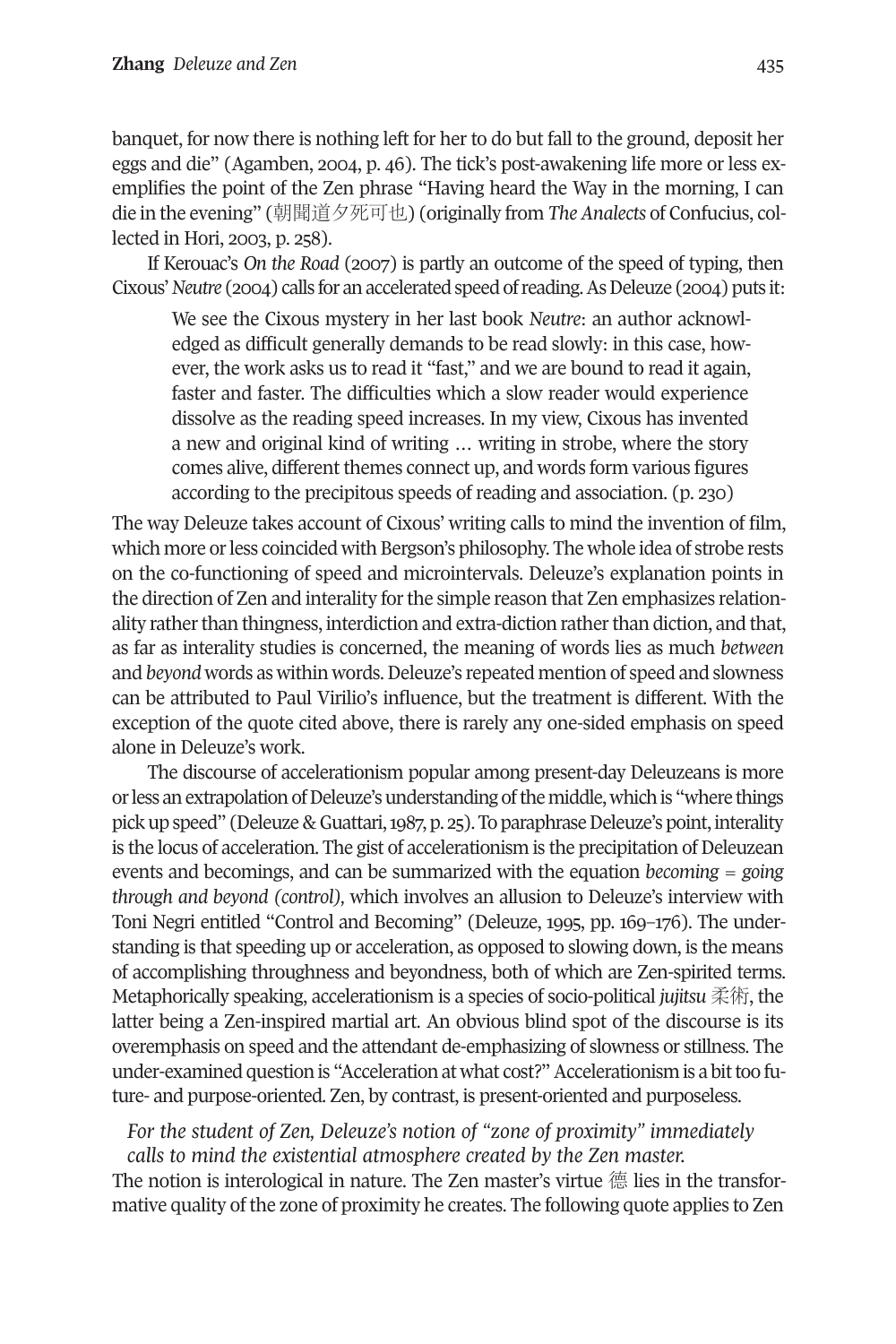banquet, for now there is nothing left for her to do but fall to the ground, deposit her eggs and die" (Agamben, 2004, p. 46). The tick's post-awakening life more or less exemplifies the point of the Zen phrase "Having heard the Way in the morning, I can die in the evening" (朝聞道夕死可也) (originally from *The Analects* of Confucius, collected in Hori, 2003, p. 258).

If Kerouac's *On the Road* (2007) is partly an outcome of the speed of typing, then Cixous' *Neutre* (2004) calls for an accelerated speed of reading. As Deleuze (2004) puts it:

> We see the Cixous mystery in her last book *Neutre*: an author acknowledged as difficult generally demands to be read slowly: in this case, however, the work asks us to read it "fast," and we are bound to read it again, faster and faster. The difficulties which a slow reader would experience dissolve as the reading speed increases. In my view, Cixous has invented a new and original kind of writing … writing in strobe, where the story comes alive, different themes connect up, and words form various figures according to the precipitous speeds of reading and association. (p. 230)

The way Deleuze takes account of Cixous' writing calls to mind the invention of film, which more or less coincided with Bergson's philosophy. The whole idea of strobe rests on the co-functioning of speed and microintervals. Deleuze's explanation points in the direction of Zen and interality for the simple reason that Zen emphasizes relationality rather than thingness, interdiction and extra-diction rather than diction, and that, as far as interality studies is concerned, the meaning of words lies as much *between* and *beyond* words as within words. Deleuze's repeated mention of speed and slowness can be attributed to Paul Virilio's influence, but the treatment is different. With the exception of the quote cited above, there is rarely any one-sided emphasis on speed alone in Deleuze's work.

The discourse of accelerationism popular among present-day Deleuzeans is more or less an extrapolation of Deleuze's understanding of the middle, which is "where things pick up speed" (Deleuze & Guattari, 1987, p. 25). To paraphrase Deleuze's point, interality is the locus of acceleration. The gist of accelerationism is the precipitation of Deleuzean events and becomings, and can be summarized with the equation *becoming = going through and beyond (control)*, which involves an allusion to Deleuze's interview with Toni Negri entitled "Control and Becoming" (Deleuze, 1995, pp. 169–176). The understanding is that speeding up or acceleration, as opposed to slowing down, is the means of accomplishing throughness and beyondness, both of which are Zen-spirited terms. Metaphorically speaking, accelerationism is a species of socio-political *jujitsu* 柔術, the latter being a Zen-inspired martial art. An obvious blind spot of the discourse is its overemphasis on speed and the attendant de-emphasizing of slowness or stillness. The under-examined question is "Acceleration at what cost?" Accelerationism is a bit too future- and purpose-oriented. Zen, by contrast, is present-oriented and purposeless.

*For the student of Zen, Deleuze's notion of "zone of proximity" immediately calls to mind the existential atmosphere created by the Zen master.*

The notion is interological in nature. The Zen master's virtue 德 lies in the transformative quality of the zone of proximity he creates. The following quote applies to Zen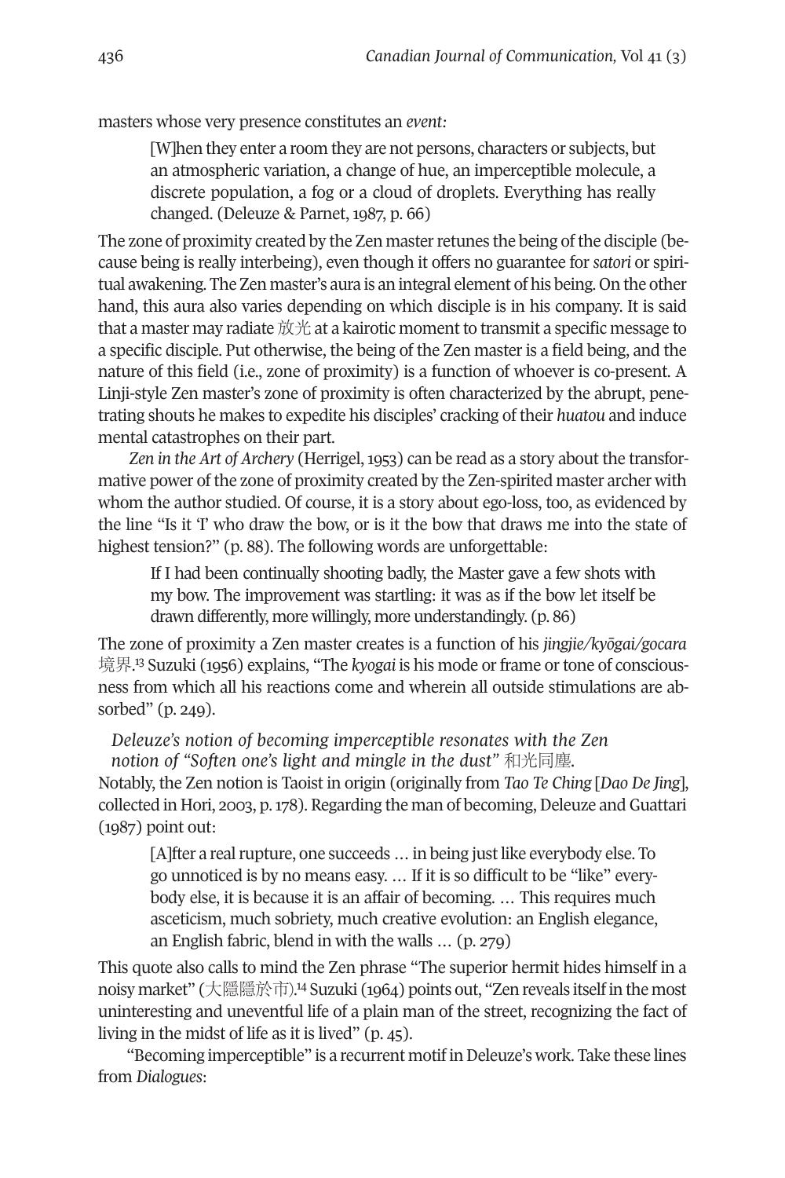masters whose very presence constitutes an *event:*

> [W]hen they enter a room they are not persons, characters or subjects, but an atmospheric variation, a change of hue, an imperceptible molecule, a discrete population, a fog or a cloud of droplets. Everything has really changed. (Deleuze & Parnet, 1987, p. 66)

The zone of proximity created by the Zen master retunes the being of the disciple (because being is really interbeing), even though it offers no guarantee for *satori* or spiritual awakening. The Zen master's aura is an integral element of his being. On the other hand, this aura also varies depending on which disciple is in his company. It is said that a master may radiate 放光 at a kairotic moment to transmit a specific message to a specific disciple. Put otherwise, the being of the Zen master is a field being, and the nature of this field (i.e., zone of proximity) is a function of whoever is co-present. A Linji-style Zen master's zone of proximity is often characterized by the abrupt, penetrating shouts he makes to expedite his disciples' cracking of their *huatou* and induce mental catastrophes on their part.

*Zen in the Art of Archery* (Herrigel, 1953) can be read as a story about the transformative power of the zone of proximity created by the Zen-spirited master archer with whom the author studied. Of course, it is a story about ego-loss, too, as evidenced by the line "Is it 'I' who draw the bow, or is it the bow that draws me into the state of highest tension?" (p. 88). The following words are unforgettable:

> If I had been continually shooting badly, the Master gave a few shots with my bow. The improvement was startling: it was as if the bow let itself be drawn differently, more willingly, more understandingly. (p. 86)

The zone of proximity a Zen master creates is a function of his *jingjie/kyōgai/gocara* 境界.[13] Suzuki (1956) explains, "The *kyogai* is his mode or frame or tone of consciousness from which all his reactions come and wherein all outside stimulations are absorbed" (p. 249).

*Deleuze's notion of becoming imperceptible resonates with the Zen notion of "Soften one's light and mingle in the dust"* 和光同塵.

Notably, the Zen notion is Taoist in origin (originally from *Tao Te Ching* [*Dao De Jing*], collected in Hori, 2003, p. 178). Regarding the man of becoming, Deleuze and Guattari (1987) point out:

> [A]fter a real rupture, one succeeds … in being just like everybody else. To go unnoticed is by no means easy. … If it is so difficult to be "like" everybody else, it is because it is an affair of becoming. … This requires much asceticism, much sobriety, much creative evolution: an English elegance, an English fabric, blend in with the walls … (p. 279)

This quote also calls to mind the Zen phrase "The superior hermit hides himself in a noisy market" (大隱隱於市).[14] Suzuki (1964) points out, "Zen reveals itself in the most uninteresting and uneventful life of a plain man of the street, recognizing the fact of living in the midst of life as it is lived" (p. 45).

"Becoming imperceptible" is a recurrent motif in Deleuze's work. Take these lines from *Dialogues*: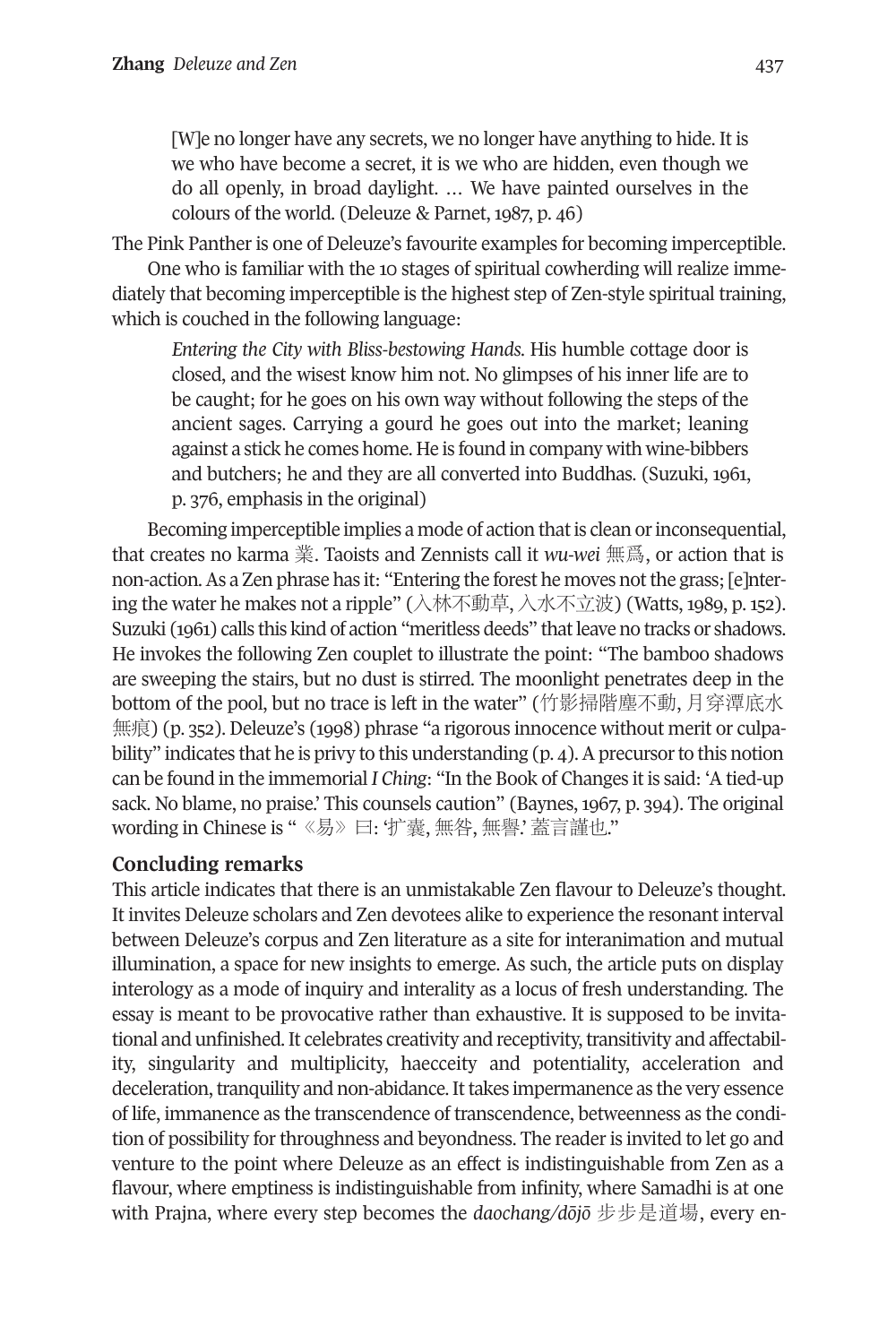> [W]e no longer have any secrets, we no longer have anything to hide. It is we who have become a secret, it is we who are hidden, even though we do all openly, in broad daylight. … We have painted ourselves in the colours of the world. (Deleuze & Parnet, 1987, p. 46)

The Pink Panther is one of Deleuze's favourite examples for becoming imperceptible.

One who is familiar with the 10 stages of spiritual cowherding will realize immediately that becoming imperceptible is the highest step of Zen-style spiritual training, which is couched in the following language:

> *Entering the City with Bliss-bestowing Hands.* His humble cottage door is closed, and the wisest know him not. No glimpses of his inner life are to be caught; for he goes on his own way without following the steps of the ancient sages. Carrying a gourd he goes out into the market; leaning against a stick he comes home. He is found in company with wine-bibbers and butchers; he and they are all converted into Buddhas. (Suzuki, 1961, p. 376, emphasis in the original)

Becoming imperceptible implies a mode of action that is clean or inconsequential, that creates no karma 業. Taoists and Zennists call it *wu-wei* 無爲, or action that is non-action. As a Zen phrase has it: "Entering the forest he moves not the grass; [e]ntering the water he makes not a ripple" (入林不動草, 入水不立波) (Watts, 1989, p. 152). Suzuki (1961) calls this kind of action "meritless deeds" that leave no tracks or shadows. He invokes the following Zen couplet to illustrate the point: "The bamboo shadows are sweeping the stairs, but no dust is stirred. The moonlight penetrates deep in the bottom of the pool, but no trace is left in the water" (竹影掃階塵不動, 月穿潭底水無痕) (p. 352). Deleuze's (1998) phrase "a rigorous innocence without merit or culpability" indicates that he is privy to this understanding (p. 4). A precursor to this notion can be found in the immemorial *I Ching*: "In the Book of Changes it is said: 'A tied-up sack. No blame, no praise.' This counsels caution" (Baynes, 1967, p. 394). The original wording in Chinese is "《易》曰: '扩囊, 無咎, 無譽.' 蓋言謹也."

## Concluding remarks

This article indicates that there is an unmistakable Zen flavour to Deleuze's thought. It invites Deleuze scholars and Zen devotees alike to experience the resonant interval between Deleuze's corpus and Zen literature as a site for interanimation and mutual illumination, a space for new insights to emerge. As such, the article puts on display interology as a mode of inquiry and interality as a locus of fresh understanding. The essay is meant to be provocative rather than exhaustive. It is supposed to be invitational and unfinished. It celebrates creativity and receptivity, transitivity and affectability, singularity and multiplicity, haecceity and potentiality, acceleration and deceleration, tranquility and non-abidance. It takes impermanence as the very essence of life, immanence as the transcendence of transcendence, betweenness as the condition of possibility for throughness and beyondness. The reader is invited to let go and venture to the point where Deleuze as an effect is indistinguishable from Zen as a flavour, where emptiness is indistinguishable from infinity, where Samadhi is at one with Prajna, where every step becomes the *daochang/dōjō* 步步是道場, every en-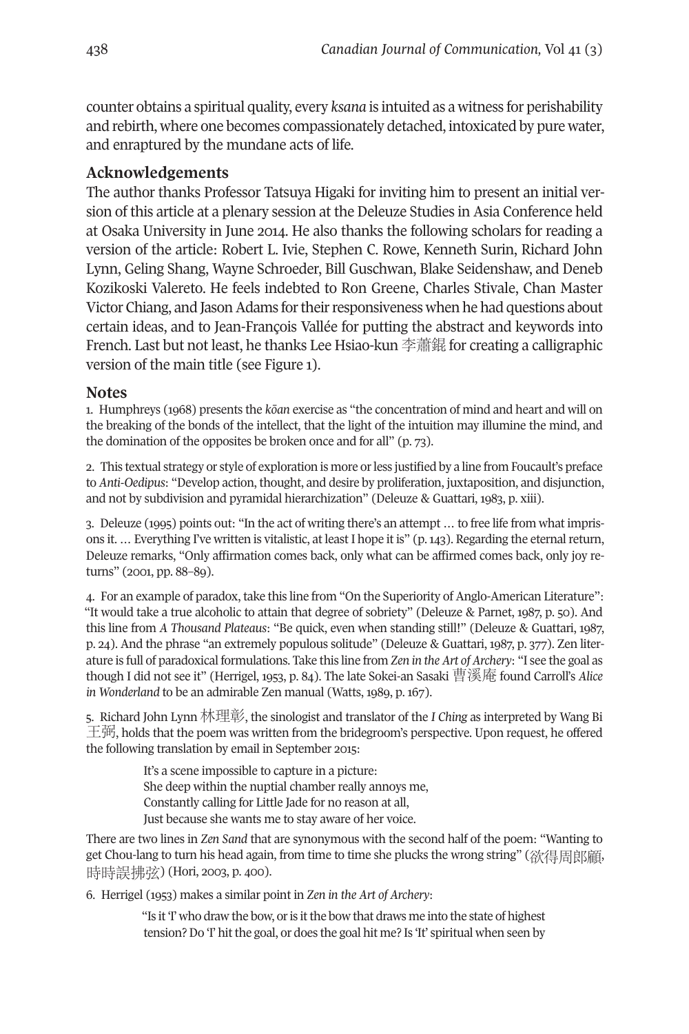counter obtains a spiritual quality, every *ksana* is intuited as a witness for perishability and rebirth, where one becomes compassionately detached, intoxicated by pure water, and enraptured by the mundane acts of life.

## Acknowledgements

The author thanks Professor Tatsuya Higaki for inviting him to present an initial version of this article at a plenary session at the Deleuze Studies in Asia Conference held at Osaka University in June 2014. He also thanks the following scholars for reading a version of the article: Robert L. Ivie, Stephen C. Rowe, Kenneth Surin, Richard John Lynn, Geling Shang, Wayne Schroeder, Bill Guschwan, Blake Seidenshaw, and Deneb Kozikoski Valereto. He feels indebted to Ron Greene, Charles Stivale, Chan Master Victor Chiang, and Jason Adams for their responsiveness when he had questions about certain ideas, and to Jean-François Vallée for putting the abstract and keywords into French. Last but not least, he thanks Lee Hsiao-kun 李蕭錕 for creating a calligraphic version of the main title (see Figure 1).

## Notes

1. Humphreys (1968) presents the *kōan* exercise as "the concentration of mind and heart and will on the breaking of the bonds of the intellect, that the light of the intuition may illumine the mind, and the domination of the opposites be broken once and for all" (p. 73).

2. This textual strategy or style of exploration is more or less justified by a line from Foucault's preface to *Anti-Oedipus*: "Develop action, thought, and desire by proliferation, juxtaposition, and disjunction, and not by subdivision and pyramidal hierarchization" (Deleuze & Guattari, 1983, p. xiii).

3. Deleuze (1995) points out: "In the act of writing there's an attempt … to free life from what imprisons it. … Everything I've written is vitalistic, at least I hope it is" (p. 143). Regarding the eternal return, Deleuze remarks, "Only affirmation comes back, only what can be affirmed comes back, only joy returns" (2001, pp. 88–89).

4. For an example of paradox, take this line from "On the Superiority of Anglo-American Literature": "It would take a true alcoholic to attain that degree of sobriety" (Deleuze & Parnet, 1987, p. 50). And this line from *A Thousand Plateaus*: "Be quick, even when standing still!" (Deleuze & Guattari, 1987, p. 24). And the phrase "an extremely populous solitude" (Deleuze & Guattari, 1987, p. 377). Zen literature is full of paradoxical formulations. Take this line from *Zen in the Art of Archery*: "I see the goal as though I did not see it" (Herrigel, 1953, p. 84). The late Sokei-an Sasaki 曹溪庵 found Carroll's *Alice in Wonderland* to be an admirable Zen manual (Watts, 1989, p. 167).

5. Richard John Lynn 林理彰, the sinologist and translator of the *I Ching* as interpreted by Wang Bi 王弼, holds that the poem was written from the bridegroom's perspective. Upon request, he offered the following translation by email in September 2015:

> It's a scene impossible to capture in a picture:
> She deep within the nuptial chamber really annoys me,
> Constantly calling for Little Jade for no reason at all,
> Just because she wants me to stay aware of her voice.

There are two lines in *Zen Sand* that are synonymous with the second half of the poem: "Wanting to get Chou-lang to turn his head again, from time to time she plucks the wrong string" (欲得周郎顧, 時時誤拂弦) (Hori, 2003, p. 400).

6. Herrigel (1953) makes a similar point in *Zen in the Art of Archery*:

> "Is it 'I' who draw the bow, or is it the bow that draws me into the state of highest tension? Do 'I' hit the goal, or does the goal hit me? Is 'It' spiritual when seen by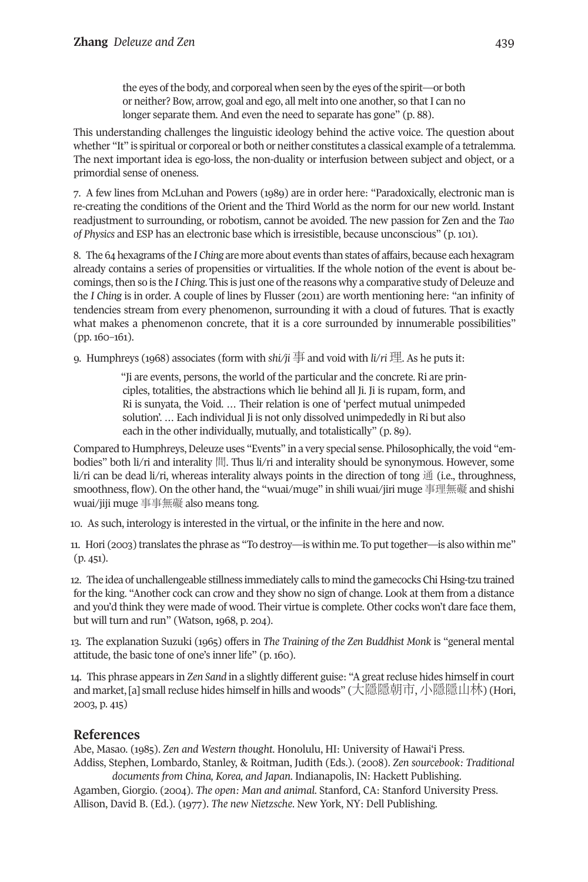> the eyes of the body, and corporeal when seen by the eyes of the spirit—or both or neither? Bow, arrow, goal and ego, all melt into one another, so that I can no longer separate them. And even the need to separate has gone" (p. 88).

This understanding challenges the linguistic ideology behind the active voice. The question about whether "It" is spiritual or corporeal or both or neither constitutes a classical example of a tetralemma. The next important idea is ego-loss, the non-duality or interfusion between subject and object, or a primordial sense of oneness.

7. A few lines from McLuhan and Powers (1989) are in order here: "Paradoxically, electronic man is re-creating the conditions of the Orient and the Third World as the norm for our new world. Instant readjustment to surrounding, or robotism, cannot be avoided. The new passion for Zen and the *Tao of Physics* and ESP has an electronic base which is irresistible, because unconscious" (p. 101).

8. The 64 hexagrams of the *I Ching* are more about events than states of affairs, because each hexagram already contains a series of propensities or virtualities. If the whole notion of the event is about becomings, then so is the *I Ching*. This is just one of the reasons why a comparative study of Deleuze and the *I Ching* is in order. A couple of lines by Flusser (2011) are worth mentioning here: "an infinity of tendencies stream from every phenomenon, surrounding it with a cloud of futures. That is exactly what makes a phenomenon concrete, that it is a core surrounded by innumerable possibilities" (pp. 160–161).

9. Humphreys (1968) associates (form with *shi/ji* 事 and void with *li/ri* 理. As he puts it:

> "Ji are events, persons, the world of the particular and the concrete. Ri are principles, totalities, the abstractions which lie behind all Ji. Ji is rupam, form, and Ri is sunyata, the Void. … Their relation is one of 'perfect mutual unimpeded solution'. … Each individual Ji is not only dissolved unimpededly in Ri but also each in the other individually, mutually, and totalistically" (p. 89).

Compared to Humphreys, Deleuze uses "Events" in a very special sense. Philosophically, the void "embodies" both li/ri and interality 間. Thus li/ri and interality should be synonymous. However, some li/ri can be dead li/ri, whereas interality always points in the direction of tong 通 (i.e., throughness, smoothness, flow). On the other hand, the "wuai/muge" in shili wuai/jiri muge 事理無礙 and shishi wuai/jiji muge 事事無礙 also means tong.

10. As such, interology is interested in the virtual, or the infinite in the here and now.

11. Hori (2003) translates the phrase as "To destroy—is within me. To put together—is also within me" (p. 451).

12. The idea of unchallengeable stillness immediately calls to mind the gamecocks Chi Hsing-tzu trained for the king. "Another cock can crow and they show no sign of change. Look at them from a distance and you'd think they were made of wood. Their virtue is complete. Other cocks won't dare face them, but will turn and run" (Watson, 1968, p. 204).

13. The explanation Suzuki (1965) offers in *The Training of the Zen Buddhist Monk* is "general mental attitude, the basic tone of one's inner life" (p. 160).

14. This phrase appears in *Zen Sand* in a slightly different guise: "A great recluse hides himself in court and market, [a] small recluse hides himself in hills and woods" (大隱隱朝市, 小隱隱山林) (Hori, 2003, p. 415)

## References

Abe, Masao. (1985). *Zen and Western thought.* Honolulu, HI: University of Hawai'i Press.

Addiss, Stephen, Lombardo, Stanley, & Roitman, Judith (Eds.). (2008). *Zen sourcebook: Traditional documents from China, Korea, and Japan.* Indianapolis, IN: Hackett Publishing.

Agamben, Giorgio. (2004). *The open: Man and animal.* Stanford, CA: Stanford University Press.

Allison, David B. (Ed.). (1977). *The new Nietzsche*. New York, NY: Dell Publishing.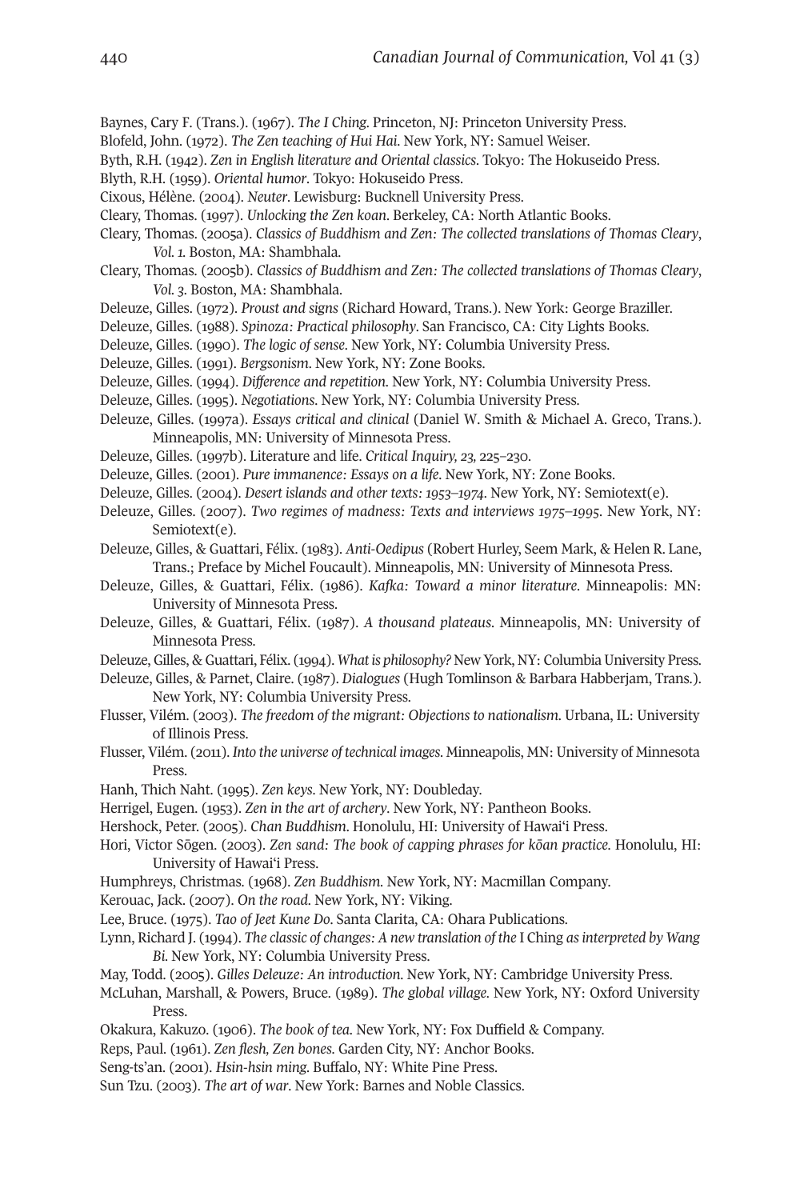Baynes, Cary F. (Trans.). (1967). *The I Ching*. Princeton, NJ: Princeton University Press.

Blofeld, John. (1972). *The Zen teaching of Hui Hai*. New York, NY: Samuel Weiser.

Byth, R.H. (1942). *Zen in English literature and Oriental classics*. Tokyo: The Hokuseido Press.

Blyth, R.H. (1959). *Oriental humor*. Tokyo: Hokuseido Press.

Cixous, Hélène. (2004). *Neuter*. Lewisburg: Bucknell University Press.

Cleary, Thomas. (1997). *Unlocking the Zen koan*. Berkeley, CA: North Atlantic Books.

Cleary, Thomas. (2005a). *Classics of Buddhism and Zen: The collected translations of Thomas Cleary, Vol. 1.* Boston, MA: Shambhala.

Cleary, Thomas. (2005b). *Classics of Buddhism and Zen: The collected translations of Thomas Cleary, Vol. 3.* Boston, MA: Shambhala.

Deleuze, Gilles. (1972). *Proust and signs* (Richard Howard, Trans.). New York: George Braziller.

Deleuze, Gilles. (1988). *Spinoza: Practical philosophy*. San Francisco, CA: City Lights Books.

Deleuze, Gilles. (1990). *The logic of sense*. New York, NY: Columbia University Press.

Deleuze, Gilles. (1991). *Bergsonism*. New York, NY: Zone Books.

Deleuze, Gilles. (1994). *Difference and repetition*. New York, NY: Columbia University Press.

Deleuze, Gilles. (1995). *Negotiations*. New York, NY: Columbia University Press.

Deleuze, Gilles. (1997a). *Essays critical and clinical* (Daniel W. Smith & Michael A. Greco, Trans.). Minneapolis, MN: University of Minnesota Press.

Deleuze, Gilles. (1997b). Literature and life. *Critical Inquiry, 23,* 225–230.

Deleuze, Gilles. (2001). *Pure immanence: Essays on a life*. New York, NY: Zone Books.

Deleuze, Gilles. (2004). *Desert islands and other texts: 1953–1974*. New York, NY: Semiotext(e).

Deleuze, Gilles. (2007). *Two regimes of madness: Texts and interviews 1975–1995*. New York, NY: Semiotext(e).

Deleuze, Gilles, & Guattari, Félix. (1983). *Anti-Oedipus* (Robert Hurley, Seem Mark, & Helen R. Lane, Trans.; Preface by Michel Foucault). Minneapolis, MN: University of Minnesota Press.

Deleuze, Gilles, & Guattari, Félix. (1986). *Kafka: Toward a minor literature*. Minneapolis: MN: University of Minnesota Press.

Deleuze, Gilles, & Guattari, Félix. (1987). *A thousand plateaus*. Minneapolis, MN: University of Minnesota Press.

Deleuze, Gilles, & Guattari, Félix. (1994). *What is philosophy?* New York, NY: Columbia University Press.

Deleuze, Gilles, & Parnet, Claire. (1987). *Dialogues* (Hugh Tomlinson & Barbara Habberjam, Trans.). New York, NY: Columbia University Press.

Flusser, Vilém. (2003). *The freedom of the migrant: Objections to nationalism*. Urbana, IL: University of Illinois Press.

Flusser, Vilém. (2011). *Into the universe of technical images*. Minneapolis, MN: University of Minnesota Press.

Hanh, Thich Naht. (1995). *Zen keys*. New York, NY: Doubleday.

Herrigel, Eugen. (1953). *Zen in the art of archery*. New York, NY: Pantheon Books.

Hershock, Peter. (2005). *Chan Buddhism*. Honolulu, HI: University of Hawai'i Press.

Hori, Victor Sōgen. (2003). *Zen sand: The book of capping phrases for kōan practice*. Honolulu, HI: University of Hawai'i Press.

Humphreys, Christmas. (1968). *Zen Buddhism*. New York, NY: Macmillan Company.

Kerouac, Jack. (2007). *On the road*. New York, NY: Viking.

Lee, Bruce. (1975). *Tao of Jeet Kune Do*. Santa Clarita, CA: Ohara Publications.

Lynn, Richard J. (1994). *The classic of changes: A new translation of the* I Ching *as interpreted by Wang Bi*. New York, NY: Columbia University Press.

May, Todd. (2005). *Gilles Deleuze: An introduction*. New York, NY: Cambridge University Press.

McLuhan, Marshall, & Powers, Bruce. (1989). *The global village*. New York, NY: Oxford University Press.

Okakura, Kakuzo. (1906). *The book of tea*. New York, NY: Fox Duffield & Company.

Reps, Paul. (1961). *Zen flesh, Zen bones*. Garden City, NY: Anchor Books.

Seng-ts'an. (2001). *Hsin-hsin ming*. Buffalo, NY: White Pine Press.

Sun Tzu. (2003). *The art of war*. New York: Barnes and Noble Classics.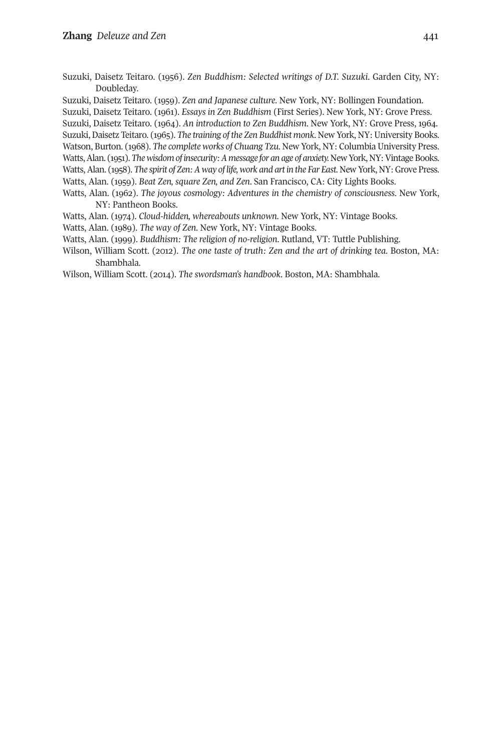Suzuki, Daisetz Teitaro. (1956). *Zen Buddhism: Selected writings of D.T. Suzuki*. Garden City, NY: Doubleday.

Suzuki, Daisetz Teitaro. (1959). *Zen and Japanese culture*. New York, NY: Bollingen Foundation.

Suzuki, Daisetz Teitaro. (1961). *Essays in Zen Buddhism* (First Series). New York, NY: Grove Press.

Suzuki, Daisetz Teitaro. (1964). *An introduction to Zen Buddhism*. New York, NY: Grove Press, 1964.

Suzuki, Daisetz Teitaro. (1965). *The training of the Zen Buddhist monk*. New York, NY: University Books.

Watson, Burton. (1968). *The complete works of Chuang Tzu*. New York, NY: Columbia University Press.

Watts, Alan. (1951). *The wisdom of insecurity: A message for an age of anxiety*. New York, NY: Vintage Books.

Watts, Alan. (1958). *The spirit of Zen: A way of life, work and art in the Far East*. New York, NY: Grove Press.

Watts, Alan. (1959). *Beat Zen, square Zen, and Zen*. San Francisco, CA: City Lights Books.

Watts, Alan. (1962). *The joyous cosmology: Adventures in the chemistry of consciousness*. New York, NY: Pantheon Books.

Watts, Alan. (1974). *Cloud-hidden, whereabouts unknown*. New York, NY: Vintage Books.

Watts, Alan. (1989). *The way of Zen*. New York, NY: Vintage Books.

Watts, Alan. (1999). *Buddhism: The religion of no-religion*. Rutland, VT: Tuttle Publishing.

Wilson, William Scott. (2012). *The one taste of truth: Zen and the art of drinking tea*. Boston, MA: Shambhala.

Wilson, William Scott. (2014). *The swordsman's handbook*. Boston, MA: Shambhala.